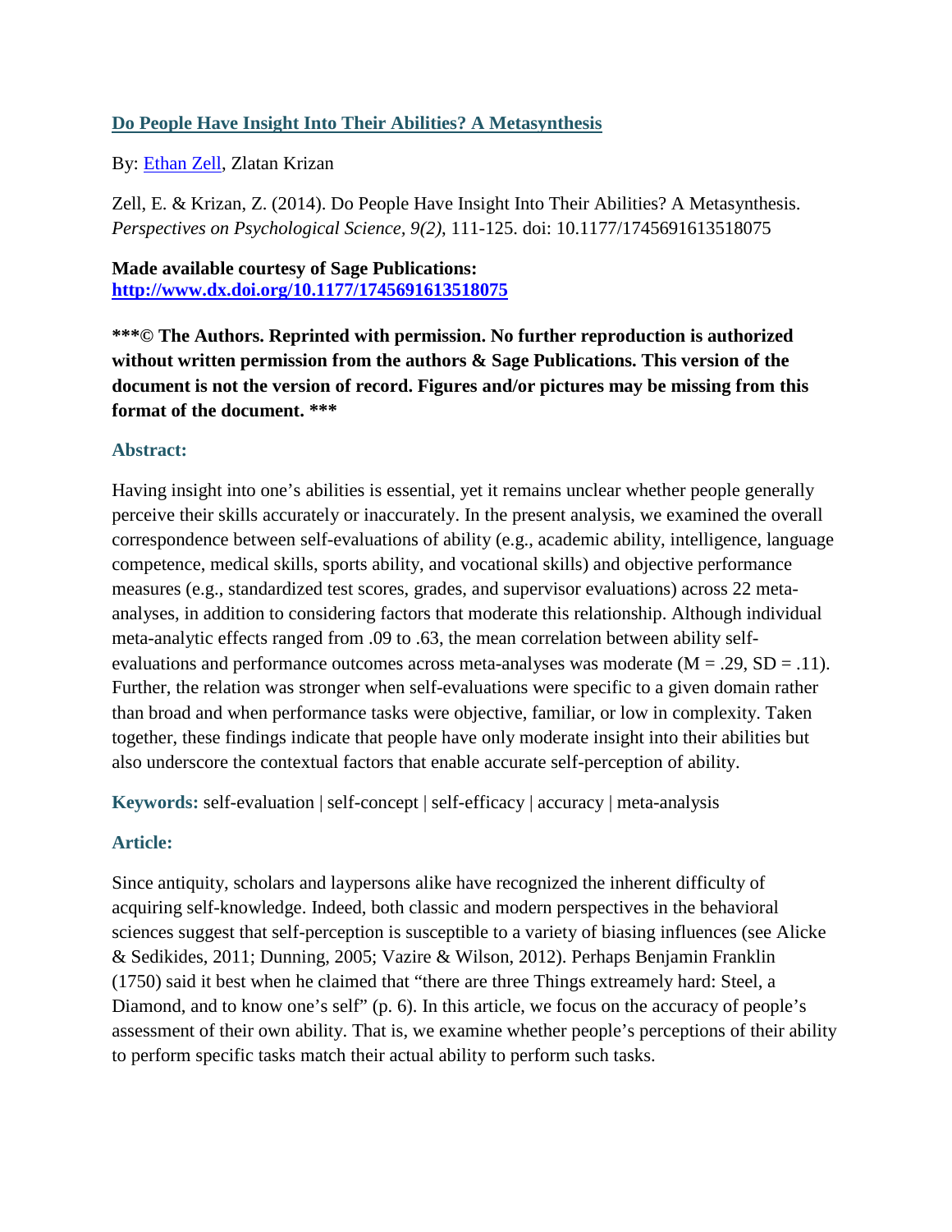# [Do People Have Insight Into Their Abilities? A Metasynthesis](#)

By: [Ethan Zell](#), Zlatan Krizan

Zell, E. & Krizan, Z. (2014). Do People Have Insight Into Their Abilities? A Metasynthesis. *Perspectives on Psychological Science, 9(2)*, 111-125. doi: 10.1177/1745691613518075

**Made available courtesy of Sage Publications:**
**[http://www.dx.doi.org/10.1177/1745691613518075](http://www.dx.doi.org/10.1177/1745691613518075)**

**\*\*\*© The Authors. Reprinted with permission. No further reproduction is authorized without written permission from the authors & Sage Publications. This version of the document is not the version of record. Figures and/or pictures may be missing from this format of the document. \*\*\***

## Abstract:

Having insight into one's abilities is essential, yet it remains unclear whether people generally perceive their skills accurately or inaccurately. In the present analysis, we examined the overall correspondence between self-evaluations of ability (e.g., academic ability, intelligence, language competence, medical skills, sports ability, and vocational skills) and objective performance measures (e.g., standardized test scores, grades, and supervisor evaluations) across 22 meta-analyses, in addition to considering factors that moderate this relationship. Although individual meta-analytic effects ranged from .09 to .63, the mean correlation between ability self-evaluations and performance outcomes across meta-analyses was moderate ($M = .29$, $SD = .11$). Further, the relation was stronger when self-evaluations were specific to a given domain rather than broad and when performance tasks were objective, familiar, or low in complexity. Taken together, these findings indicate that people have only moderate insight into their abilities but also underscore the contextual factors that enable accurate self-perception of ability.

**Keywords:** self-evaluation | self-concept | self-efficacy | accuracy | meta-analysis

## Article:

Since antiquity, scholars and laypersons alike have recognized the inherent difficulty of acquiring self-knowledge. Indeed, both classic and modern perspectives in the behavioral sciences suggest that self-perception is susceptible to a variety of biasing influences (see Alicke & Sedikides, 2011; Dunning, 2005; Vazire & Wilson, 2012). Perhaps Benjamin Franklin (1750) said it best when he claimed that "there are three Things extreamely hard: Steel, a Diamond, and to know one's self" (p. 6). In this article, we focus on the accuracy of people's assessment of their own ability. That is, we examine whether people's perceptions of their ability to perform specific tasks match their actual ability to perform such tasks.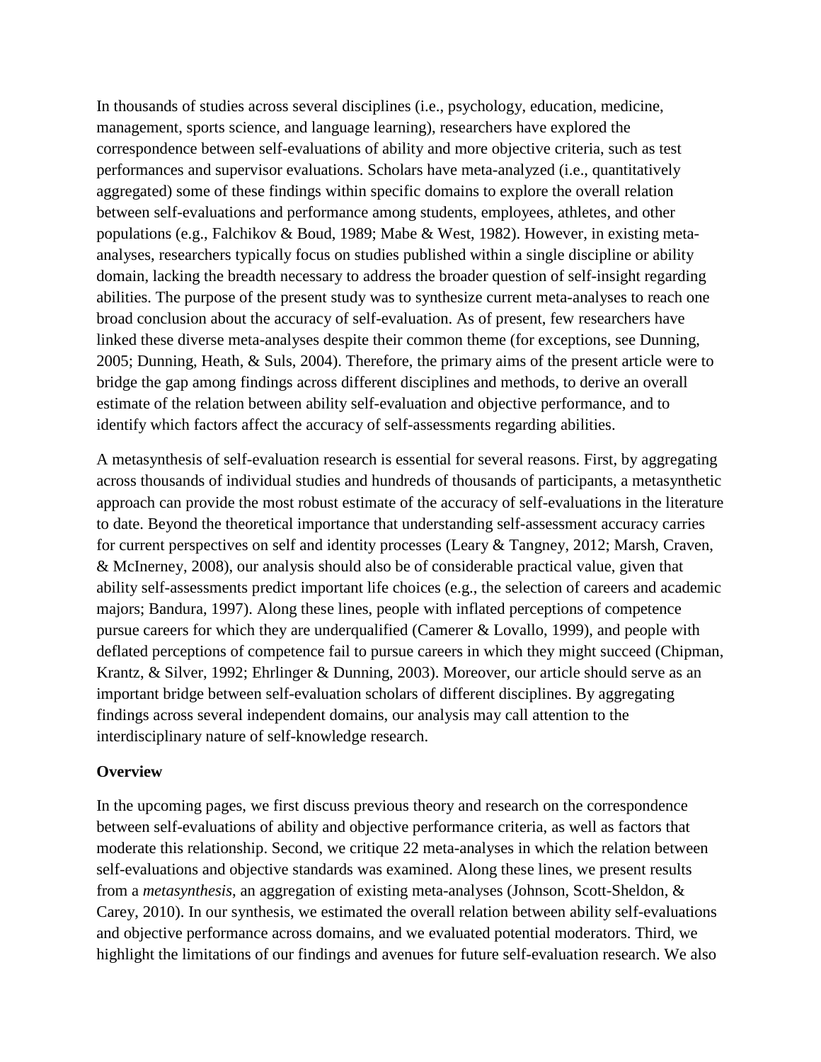In thousands of studies across several disciplines (i.e., psychology, education, medicine, management, sports science, and language learning), researchers have explored the correspondence between self-evaluations of ability and more objective criteria, such as test performances and supervisor evaluations. Scholars have meta-analyzed (i.e., quantitatively aggregated) some of these findings within specific domains to explore the overall relation between self-evaluations and performance among students, employees, athletes, and other populations (e.g., Falchikov & Boud, 1989; Mabe & West, 1982). However, in existing meta-analyses, researchers typically focus on studies published within a single discipline or ability domain, lacking the breadth necessary to address the broader question of self-insight regarding abilities. The purpose of the present study was to synthesize current meta-analyses to reach one broad conclusion about the accuracy of self-evaluation. As of present, few researchers have linked these diverse meta-analyses despite their common theme (for exceptions, see Dunning, 2005; Dunning, Heath, & Suls, 2004). Therefore, the primary aims of the present article were to bridge the gap among findings across different disciplines and methods, to derive an overall estimate of the relation between ability self-evaluation and objective performance, and to identify which factors affect the accuracy of self-assessments regarding abilities.

A metasynthesis of self-evaluation research is essential for several reasons. First, by aggregating across thousands of individual studies and hundreds of thousands of participants, a metasynthetic approach can provide the most robust estimate of the accuracy of self-evaluations in the literature to date. Beyond the theoretical importance that understanding self-assessment accuracy carries for current perspectives on self and identity processes (Leary & Tangney, 2012; Marsh, Craven, & McInerney, 2008), our analysis should also be of considerable practical value, given that ability self-assessments predict important life choices (e.g., the selection of careers and academic majors; Bandura, 1997). Along these lines, people with inflated perceptions of competence pursue careers for which they are underqualified (Camerer & Lovallo, 1999), and people with deflated perceptions of competence fail to pursue careers in which they might succeed (Chipman, Krantz, & Silver, 1992; Ehrlinger & Dunning, 2003). Moreover, our article should serve as an important bridge between self-evaluation scholars of different disciplines. By aggregating findings across several independent domains, our analysis may call attention to the interdisciplinary nature of self-knowledge research.

**Overview**

In the upcoming pages, we first discuss previous theory and research on the correspondence between self-evaluations of ability and objective performance criteria, as well as factors that moderate this relationship. Second, we critique 22 meta-analyses in which the relation between self-evaluations and objective standards was examined. Along these lines, we present results from a *metasynthesis*, an aggregation of existing meta-analyses (Johnson, Scott-Sheldon, & Carey, 2010). In our synthesis, we estimated the overall relation between ability self-evaluations and objective performance across domains, and we evaluated potential moderators. Third, we highlight the limitations of our findings and avenues for future self-evaluation research. We also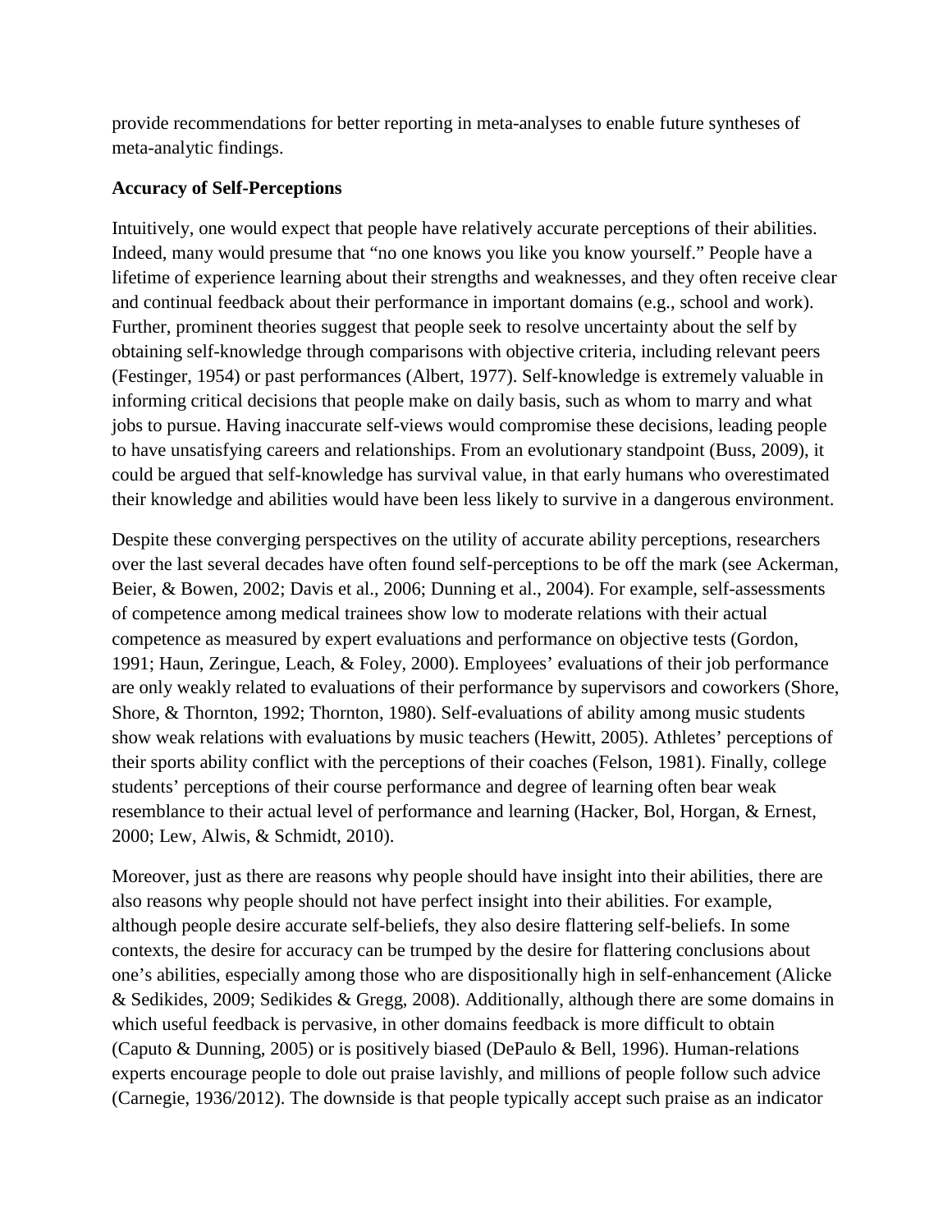provide recommendations for better reporting in meta-analyses to enable future syntheses of meta-analytic findings.

## Accuracy of Self-Perceptions

Intuitively, one would expect that people have relatively accurate perceptions of their abilities. Indeed, many would presume that "no one knows you like you know yourself." People have a lifetime of experience learning about their strengths and weaknesses, and they often receive clear and continual feedback about their performance in important domains (e.g., school and work). Further, prominent theories suggest that people seek to resolve uncertainty about the self by obtaining self-knowledge through comparisons with objective criteria, including relevant peers (Festinger, 1954) or past performances (Albert, 1977). Self-knowledge is extremely valuable in informing critical decisions that people make on daily basis, such as whom to marry and what jobs to pursue. Having inaccurate self-views would compromise these decisions, leading people to have unsatisfying careers and relationships. From an evolutionary standpoint (Buss, 2009), it could be argued that self-knowledge has survival value, in that early humans who overestimated their knowledge and abilities would have been less likely to survive in a dangerous environment.

Despite these converging perspectives on the utility of accurate ability perceptions, researchers over the last several decades have often found self-perceptions to be off the mark (see Ackerman, Beier, & Bowen, 2002; Davis et al., 2006; Dunning et al., 2004). For example, self-assessments of competence among medical trainees show low to moderate relations with their actual competence as measured by expert evaluations and performance on objective tests (Gordon, 1991; Haun, Zeringue, Leach, & Foley, 2000). Employees' evaluations of their job performance are only weakly related to evaluations of their performance by supervisors and coworkers (Shore, Shore, & Thornton, 1992; Thornton, 1980). Self-evaluations of ability among music students show weak relations with evaluations by music teachers (Hewitt, 2005). Athletes' perceptions of their sports ability conflict with the perceptions of their coaches (Felson, 1981). Finally, college students' perceptions of their course performance and degree of learning often bear weak resemblance to their actual level of performance and learning (Hacker, Bol, Horgan, & Ernest, 2000; Lew, Alwis, & Schmidt, 2010).

Moreover, just as there are reasons why people should have insight into their abilities, there are also reasons why people should not have perfect insight into their abilities. For example, although people desire accurate self-beliefs, they also desire flattering self-beliefs. In some contexts, the desire for accuracy can be trumped by the desire for flattering conclusions about one's abilities, especially among those who are dispositionally high in self-enhancement (Alicke & Sedikides, 2009; Sedikides & Gregg, 2008). Additionally, although there are some domains in which useful feedback is pervasive, in other domains feedback is more difficult to obtain (Caputo & Dunning, 2005) or is positively biased (DePaulo & Bell, 1996). Human-relations experts encourage people to dole out praise lavishly, and millions of people follow such advice (Carnegie, 1936/2012). The downside is that people typically accept such praise as an indicator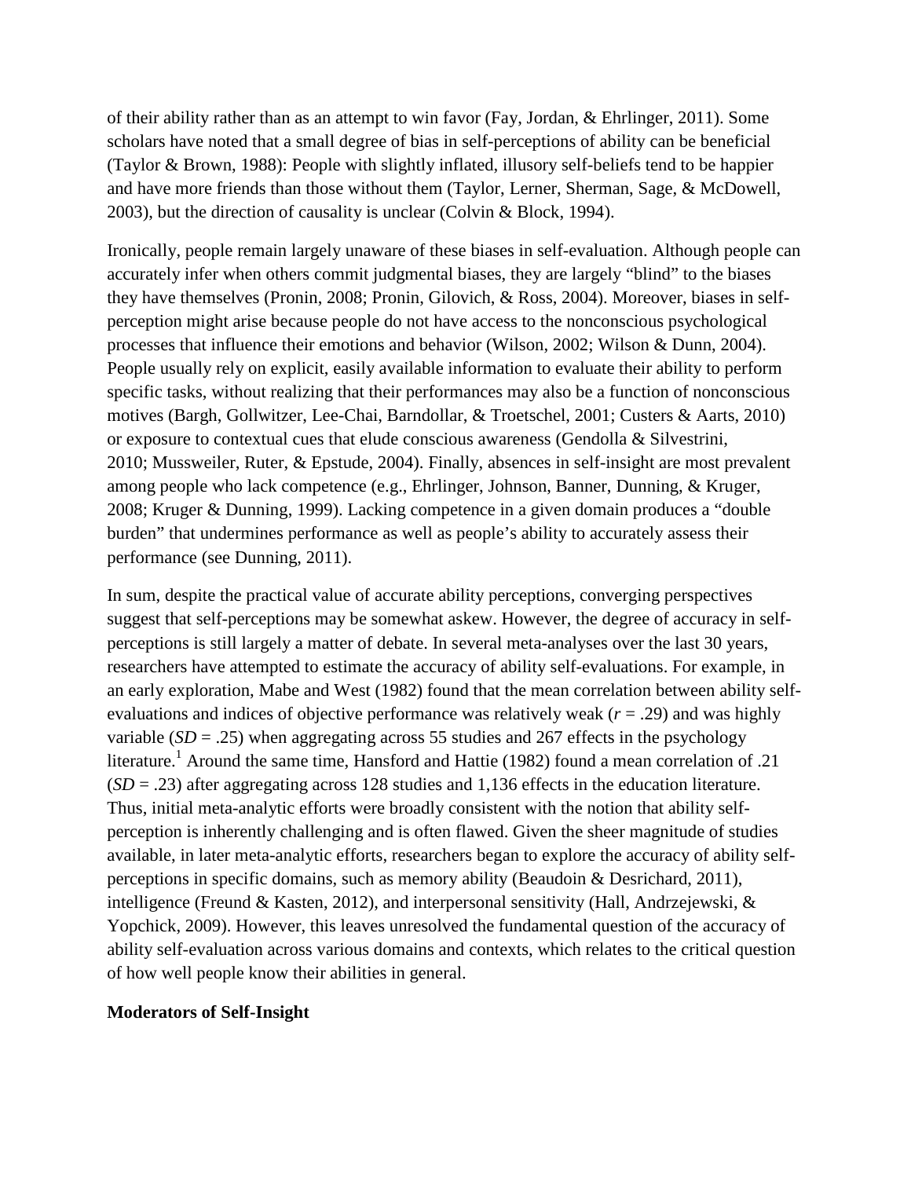of their ability rather than as an attempt to win favor (Fay, Jordan, & Ehrlinger, 2011). Some scholars have noted that a small degree of bias in self-perceptions of ability can be beneficial (Taylor & Brown, 1988): People with slightly inflated, illusory self-beliefs tend to be happier and have more friends than those without them (Taylor, Lerner, Sherman, Sage, & McDowell, 2003), but the direction of causality is unclear (Colvin & Block, 1994).

Ironically, people remain largely unaware of these biases in self-evaluation. Although people can accurately infer when others commit judgmental biases, they are largely "blind" to the biases they have themselves (Pronin, 2008; Pronin, Gilovich, & Ross, 2004). Moreover, biases in self-perception might arise because people do not have access to the nonconscious psychological processes that influence their emotions and behavior (Wilson, 2002; Wilson & Dunn, 2004). People usually rely on explicit, easily available information to evaluate their ability to perform specific tasks, without realizing that their performances may also be a function of nonconscious motives (Bargh, Gollwitzer, Lee-Chai, Barndollar, & Troetschel, 2001; Custers & Aarts, 2010) or exposure to contextual cues that elude conscious awareness (Gendolla & Silvestrini, 2010; Mussweiler, Ruter, & Epstude, 2004). Finally, absences in self-insight are most prevalent among people who lack competence (e.g., Ehrlinger, Johnson, Banner, Dunning, & Kruger, 2008; Kruger & Dunning, 1999). Lacking competence in a given domain produces a "double burden" that undermines performance as well as people's ability to accurately assess their performance (see Dunning, 2011).

In sum, despite the practical value of accurate ability perceptions, converging perspectives suggest that self-perceptions may be somewhat askew. However, the degree of accuracy in self-perceptions is still largely a matter of debate. In several meta-analyses over the last 30 years, researchers have attempted to estimate the accuracy of ability self-evaluations. For example, in an early exploration, Mabe and West (1982) found that the mean correlation between ability self-evaluations and indices of objective performance was relatively weak ($r$ = .29) and was highly variable ($SD$ = .25) when aggregating across 55 studies and 267 effects in the psychology literature.[1] Around the same time, Hansford and Hattie (1982) found a mean correlation of .21 ($SD$ = .23) after aggregating across 128 studies and 1,136 effects in the education literature. Thus, initial meta-analytic efforts were broadly consistent with the notion that ability self-perception is inherently challenging and is often flawed. Given the sheer magnitude of studies available, in later meta-analytic efforts, researchers began to explore the accuracy of ability self-perceptions in specific domains, such as memory ability (Beaudoin & Desrichard, 2011), intelligence (Freund & Kasten, 2012), and interpersonal sensitivity (Hall, Andrzejewski, & Yopchick, 2009). However, this leaves unresolved the fundamental question of the accuracy of ability self-evaluation across various domains and contexts, which relates to the critical question of how well people know their abilities in general.

## Moderators of Self-Insight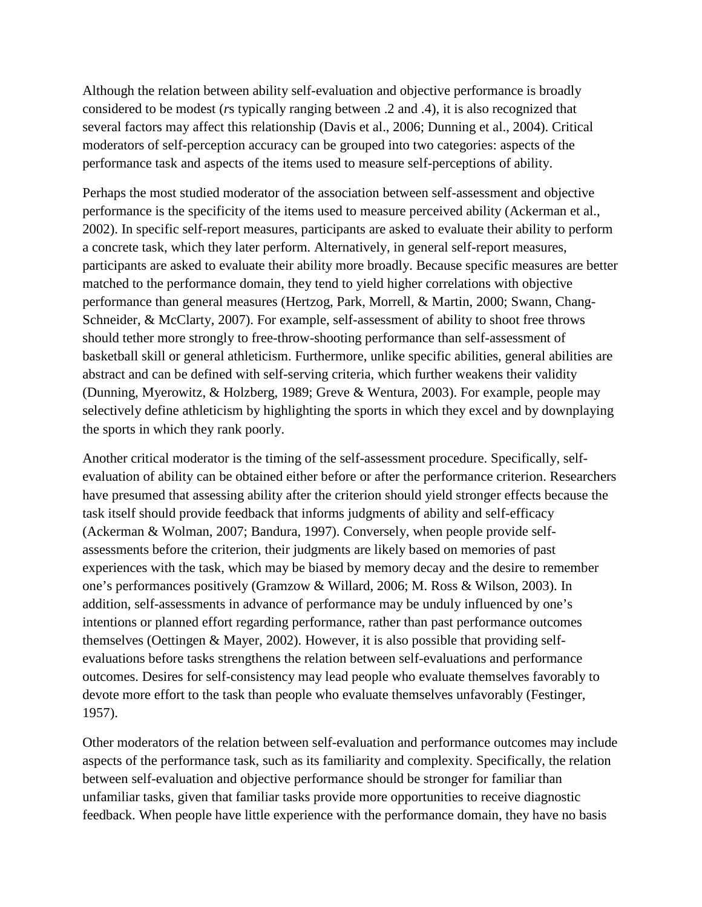Although the relation between ability self-evaluation and objective performance is broadly considered to be modest (*r*s typically ranging between .2 and .4), it is also recognized that several factors may affect this relationship (Davis et al., 2006; Dunning et al., 2004). Critical moderators of self-perception accuracy can be grouped into two categories: aspects of the performance task and aspects of the items used to measure self-perceptions of ability.

Perhaps the most studied moderator of the association between self-assessment and objective performance is the specificity of the items used to measure perceived ability (Ackerman et al., 2002). In specific self-report measures, participants are asked to evaluate their ability to perform a concrete task, which they later perform. Alternatively, in general self-report measures, participants are asked to evaluate their ability more broadly. Because specific measures are better matched to the performance domain, they tend to yield higher correlations with objective performance than general measures (Hertzog, Park, Morrell, & Martin, 2000; Swann, Chang-Schneider, & McClarty, 2007). For example, self-assessment of ability to shoot free throws should tether more strongly to free-throw-shooting performance than self-assessment of basketball skill or general athleticism. Furthermore, unlike specific abilities, general abilities are abstract and can be defined with self-serving criteria, which further weakens their validity (Dunning, Myerowitz, & Holzberg, 1989; Greve & Wentura, 2003). For example, people may selectively define athleticism by highlighting the sports in which they excel and by downplaying the sports in which they rank poorly.

Another critical moderator is the timing of the self-assessment procedure. Specifically, self-evaluation of ability can be obtained either before or after the performance criterion. Researchers have presumed that assessing ability after the criterion should yield stronger effects because the task itself should provide feedback that informs judgments of ability and self-efficacy (Ackerman & Wolman, 2007; Bandura, 1997). Conversely, when people provide self-assessments before the criterion, their judgments are likely based on memories of past experiences with the task, which may be biased by memory decay and the desire to remember one's performances positively (Gramzow & Willard, 2006; M. Ross & Wilson, 2003). In addition, self-assessments in advance of performance may be unduly influenced by one's intentions or planned effort regarding performance, rather than past performance outcomes themselves (Oettingen & Mayer, 2002). However, it is also possible that providing self-evaluations before tasks strengthens the relation between self-evaluations and performance outcomes. Desires for self-consistency may lead people who evaluate themselves favorably to devote more effort to the task than people who evaluate themselves unfavorably (Festinger, 1957).

Other moderators of the relation between self-evaluation and performance outcomes may include aspects of the performance task, such as its familiarity and complexity. Specifically, the relation between self-evaluation and objective performance should be stronger for familiar than unfamiliar tasks, given that familiar tasks provide more opportunities to receive diagnostic feedback. When people have little experience with the performance domain, they have no basis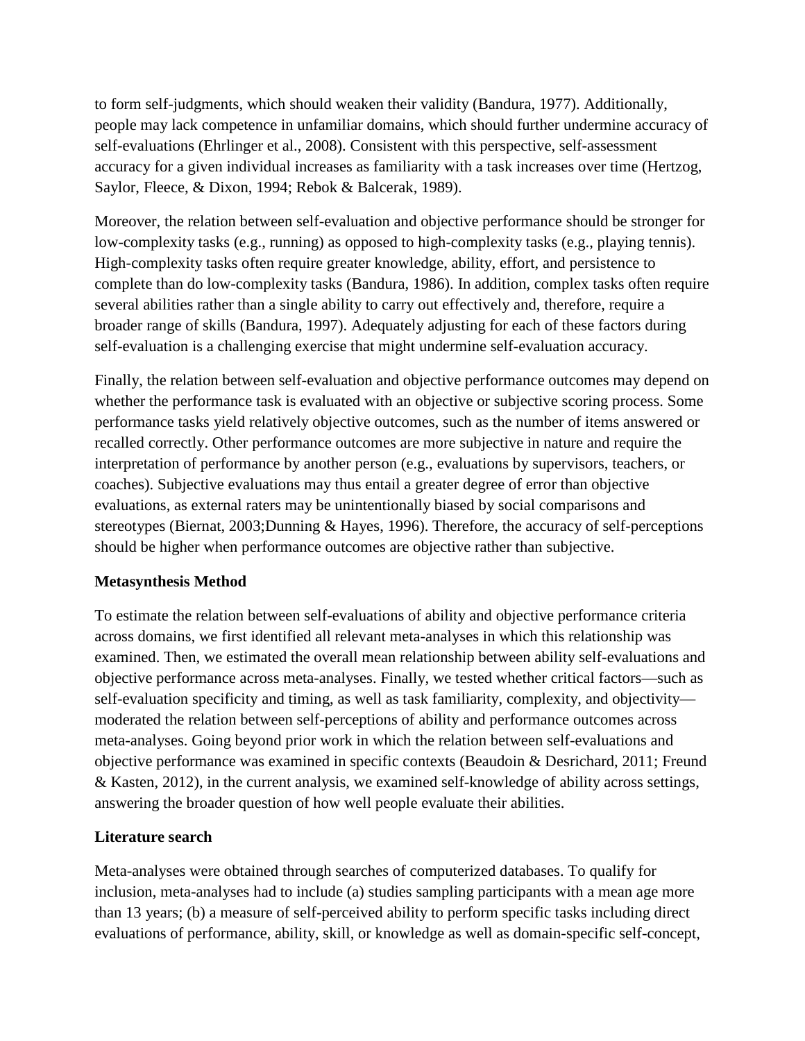to form self-judgments, which should weaken their validity (Bandura, 1977). Additionally, people may lack competence in unfamiliar domains, which should further undermine accuracy of self-evaluations (Ehrlinger et al., 2008). Consistent with this perspective, self-assessment accuracy for a given individual increases as familiarity with a task increases over time (Hertzog, Saylor, Fleece, & Dixon, 1994; Rebok & Balcerak, 1989).

Moreover, the relation between self-evaluation and objective performance should be stronger for low-complexity tasks (e.g., running) as opposed to high-complexity tasks (e.g., playing tennis). High-complexity tasks often require greater knowledge, ability, effort, and persistence to complete than do low-complexity tasks (Bandura, 1986). In addition, complex tasks often require several abilities rather than a single ability to carry out effectively and, therefore, require a broader range of skills (Bandura, 1997). Adequately adjusting for each of these factors during self-evaluation is a challenging exercise that might undermine self-evaluation accuracy.

Finally, the relation between self-evaluation and objective performance outcomes may depend on whether the performance task is evaluated with an objective or subjective scoring process. Some performance tasks yield relatively objective outcomes, such as the number of items answered or recalled correctly. Other performance outcomes are more subjective in nature and require the interpretation of performance by another person (e.g., evaluations by supervisors, teachers, or coaches). Subjective evaluations may thus entail a greater degree of error than objective evaluations, as external raters may be unintentionally biased by social comparisons and stereotypes (Biernat, 2003;Dunning & Hayes, 1996). Therefore, the accuracy of self-perceptions should be higher when performance outcomes are objective rather than subjective.

**Metasynthesis Method**

To estimate the relation between self-evaluations of ability and objective performance criteria across domains, we first identified all relevant meta-analyses in which this relationship was examined. Then, we estimated the overall mean relationship between ability self-evaluations and objective performance across meta-analyses. Finally, we tested whether critical factors—such as self-evaluation specificity and timing, as well as task familiarity, complexity, and objectivity—moderated the relation between self-perceptions of ability and performance outcomes across meta-analyses. Going beyond prior work in which the relation between self-evaluations and objective performance was examined in specific contexts (Beaudoin & Desrichard, 2011; Freund & Kasten, 2012), in the current analysis, we examined self-knowledge of ability across settings, answering the broader question of how well people evaluate their abilities.

**Literature search**

Meta-analyses were obtained through searches of computerized databases. To qualify for inclusion, meta-analyses had to include (a) studies sampling participants with a mean age more than 13 years; (b) a measure of self-perceived ability to perform specific tasks including direct evaluations of performance, ability, skill, or knowledge as well as domain-specific self-concept,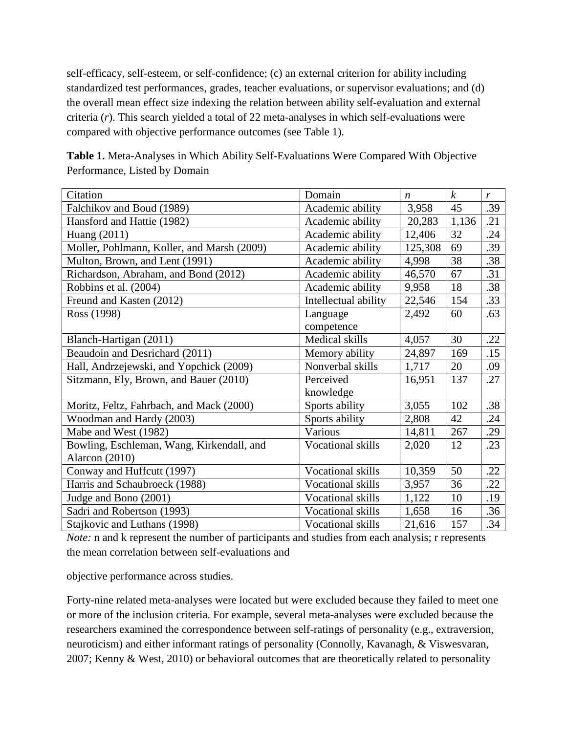self-efficacy, self-esteem, or self-confidence; (c) an external criterion for ability including standardized test performances, grades, teacher evaluations, or supervisor evaluations; and (d) the overall mean effect size indexing the relation between ability self-evaluation and external criteria (*r*). This search yielded a total of 22 meta-analyses in which self-evaluations were compared with objective performance outcomes (see Table 1).

**Table 1.** Meta-Analyses in Which Ability Self-Evaluations Were Compared With Objective Performance, Listed by Domain

| Citation | Domain | *n* | *k* | *r* |
|---|---|---|---|---|
| Falchikov and Boud (1989) | Academic ability | 3,958 | 45 | .39 |
| Hansford and Hattie (1982) | Academic ability | 20,283 | 1,136 | .21 |
| Huang (2011) | Academic ability | 12,406 | 32 | .24 |
| Moller, Pohlmann, Koller, and Marsh (2009) | Academic ability | 125,308 | 69 | .39 |
| Multon, Brown, and Lent (1991) | Academic ability | 4,998 | 38 | .38 |
| Richardson, Abraham, and Bond (2012) | Academic ability | 46,570 | 67 | .31 |
| Robbins et al. (2004) | Academic ability | 9,958 | 18 | .38 |
| Freund and Kasten (2012) | Intellectual ability | 22,546 | 154 | .33 |
| Ross (1998) | Language competence | 2,492 | 60 | .63 |
| Blanch-Hartigan (2011) | Medical skills | 4,057 | 30 | .22 |
| Beaudoin and Desrichard (2011) | Memory ability | 24,897 | 169 | .15 |
| Hall, Andrzejewski, and Yopchick (2009) | Nonverbal skills | 1,717 | 20 | .09 |
| Sitzmann, Ely, Brown, and Bauer (2010) | Perceived knowledge | 16,951 | 137 | .27 |
| Moritz, Feltz, Fahrbach, and Mack (2000) | Sports ability | 3,055 | 102 | .38 |
| Woodman and Hardy (2003) | Sports ability | 2,808 | 42 | .24 |
| Mabe and West (1982) | Various | 14,811 | 267 | .29 |
| Bowling, Eschleman, Wang, Kirkendall, and Alarcon (2010) | Vocational skills | 2,020 | 12 | .23 |
| Conway and Huffcutt (1997) | Vocational skills | 10,359 | 50 | .22 |
| Harris and Schaubroeck (1988) | Vocational skills | 3,957 | 36 | .22 |
| Judge and Bono (2001) | Vocational skills | 1,122 | 10 | .19 |
| Sadri and Robertson (1993) | Vocational skills | 1,658 | 16 | .36 |
| Stajkovic and Luthans (1998) | Vocational skills | 21,616 | 157 | .34 |

*Note:* n and k represent the number of participants and studies from each analysis; r represents the mean correlation between self-evaluations and objective performance across studies.

Forty-nine related meta-analyses were located but were excluded because they failed to meet one or more of the inclusion criteria. For example, several meta-analyses were excluded because the researchers examined the correspondence between self-ratings of personality (e.g., extraversion, neuroticism) and either informant ratings of personality (Connolly, Kavanagh, & Viswesvaran, 2007; Kenny & West, 2010) or behavioral outcomes that are theoretically related to personality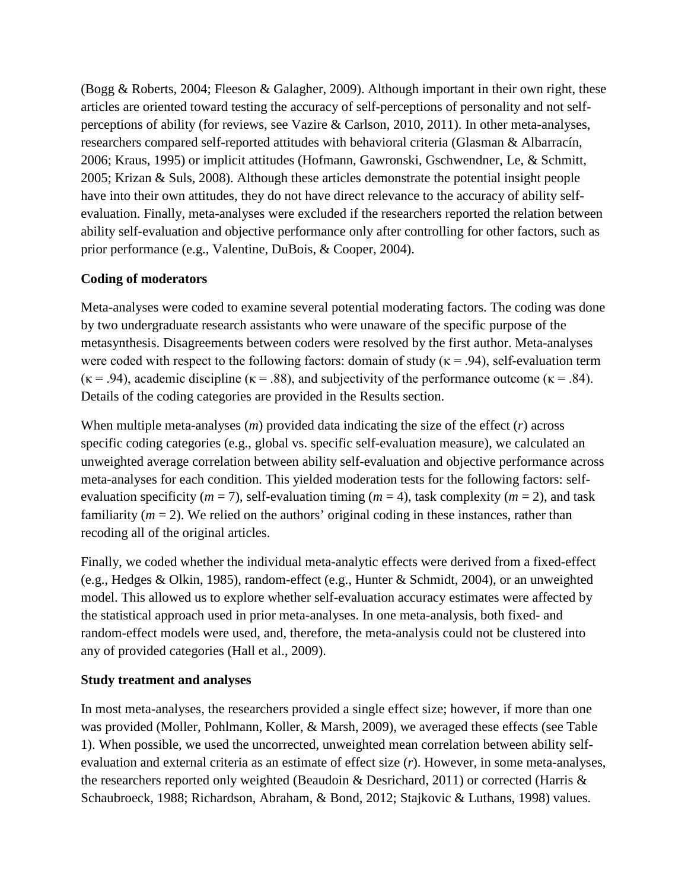(Bogg & Roberts, 2004; Fleeson & Galagher, 2009). Although important in their own right, these articles are oriented toward testing the accuracy of self-perceptions of personality and not self-perceptions of ability (for reviews, see Vazire & Carlson, 2010, 2011). In other meta-analyses, researchers compared self-reported attitudes with behavioral criteria (Glasman & Albarracín, 2006; Kraus, 1995) or implicit attitudes (Hofmann, Gawronski, Gschwendner, Le, & Schmitt, 2005; Krizan & Suls, 2008). Although these articles demonstrate the potential insight people have into their own attitudes, they do not have direct relevance to the accuracy of ability self-evaluation. Finally, meta-analyses were excluded if the researchers reported the relation between ability self-evaluation and objective performance only after controlling for other factors, such as prior performance (e.g., Valentine, DuBois, & Cooper, 2004).

**Coding of moderators**

Meta-analyses were coded to examine several potential moderating factors. The coding was done by two undergraduate research assistants who were unaware of the specific purpose of the metasynthesis. Disagreements between coders were resolved by the first author. Meta-analyses were coded with respect to the following factors: domain of study ($\kappa = .94$), self-evaluation term ($\kappa = .94$), academic discipline ($\kappa = .88$), and subjectivity of the performance outcome ($\kappa = .84$). Details of the coding categories are provided in the Results section.

When multiple meta-analyses ($m$) provided data indicating the size of the effect ($r$) across specific coding categories (e.g., global vs. specific self-evaluation measure), we calculated an unweighted average correlation between ability self-evaluation and objective performance across meta-analyses for each condition. This yielded moderation tests for the following factors: self-evaluation specificity ($m = 7$), self-evaluation timing ($m = 4$), task complexity ($m = 2$), and task familiarity ($m = 2$). We relied on the authors' original coding in these instances, rather than recoding all of the original articles.

Finally, we coded whether the individual meta-analytic effects were derived from a fixed-effect (e.g., Hedges & Olkin, 1985), random-effect (e.g., Hunter & Schmidt, 2004), or an unweighted model. This allowed us to explore whether self-evaluation accuracy estimates were affected by the statistical approach used in prior meta-analyses. In one meta-analysis, both fixed- and random-effect models were used, and, therefore, the meta-analysis could not be clustered into any of provided categories (Hall et al., 2009).

**Study treatment and analyses**

In most meta-analyses, the researchers provided a single effect size; however, if more than one was provided (Moller, Pohlmann, Koller, & Marsh, 2009), we averaged these effects (see Table 1). When possible, we used the uncorrected, unweighted mean correlation between ability self-evaluation and external criteria as an estimate of effect size ($r$). However, in some meta-analyses, the researchers reported only weighted (Beaudoin & Desrichard, 2011) or corrected (Harris & Schaubroeck, 1988; Richardson, Abraham, & Bond, 2012; Stajkovic & Luthans, 1998) values.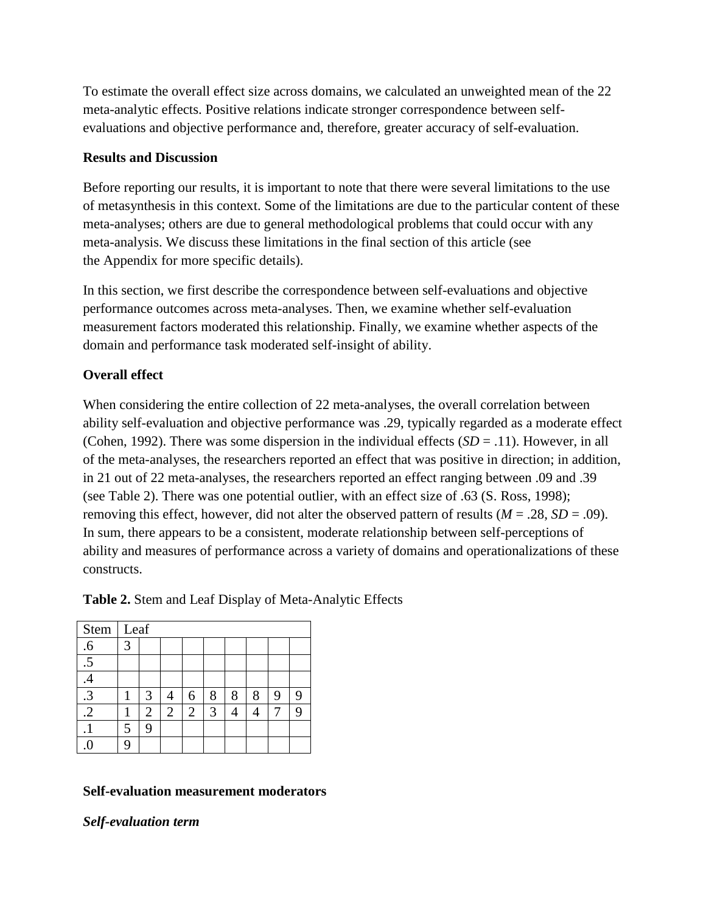To estimate the overall effect size across domains, we calculated an unweighted mean of the 22 meta-analytic effects. Positive relations indicate stronger correspondence between self-evaluations and objective performance and, therefore, greater accuracy of self-evaluation.

**Results and Discussion**

Before reporting our results, it is important to note that there were several limitations to the use of metasynthesis in this context. Some of the limitations are due to the particular content of these meta-analyses; others are due to general methodological problems that could occur with any meta-analysis. We discuss these limitations in the final section of this article (see the Appendix for more specific details).

In this section, we first describe the correspondence between self-evaluations and objective performance outcomes across meta-analyses. Then, we examine whether self-evaluation measurement factors moderated this relationship. Finally, we examine whether aspects of the domain and performance task moderated self-insight of ability.

**Overall effect**

When considering the entire collection of 22 meta-analyses, the overall correlation between ability self-evaluation and objective performance was .29, typically regarded as a moderate effect (Cohen, 1992). There was some dispersion in the individual effects (*SD* = .11). However, in all of the meta-analyses, the researchers reported an effect that was positive in direction; in addition, in 21 out of 22 meta-analyses, the researchers reported an effect ranging between .09 and .39 (see Table 2). There was one potential outlier, with an effect size of .63 (S. Ross, 1998); removing this effect, however, did not alter the observed pattern of results (*M* = .28, *SD* = .09). In sum, there appears to be a consistent, moderate relationship between self-perceptions of ability and measures of performance across a variety of domains and operationalizations of these constructs.

**Table 2.** Stem and Leaf Display of Meta-Analytic Effects

| Stem | Leaf | | | | | | | | |
|---|---|---|---|---|---|---|---|---|---|
| .6 | 3 | | | | | | | | |
| .5 | | | | | | | | | |
| .4 | | | | | | | | | |
| .3 | 1 | 3 | 4 | 6 | 8 | 8 | 8 | 9 | 9 |
| .2 | 1 | 2 | 2 | 2 | 3 | 4 | 4 | 7 | 9 |
| .1 | 5 | 9 | | | | | | | |
| .0 | 9 | | | | | | | | |

**Self-evaluation measurement moderators**

***Self-evaluation term***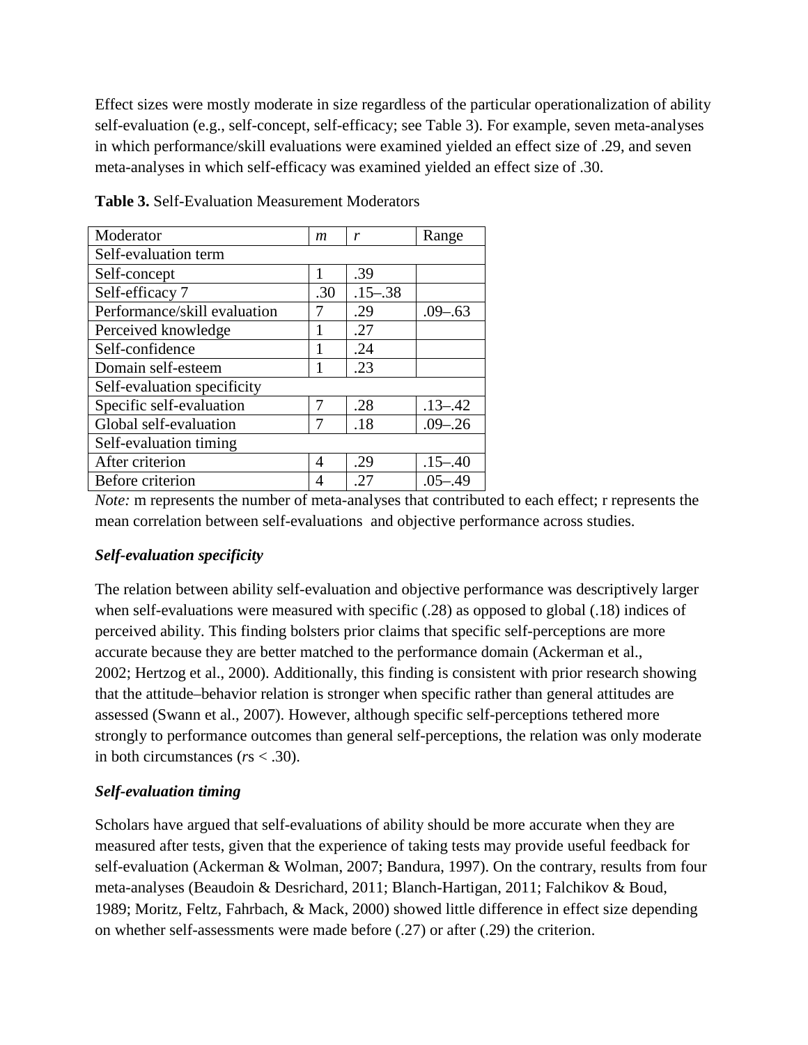Effect sizes were mostly moderate in size regardless of the particular operationalization of ability self-evaluation (e.g., self-concept, self-efficacy; see Table 3). For example, seven meta-analyses in which performance/skill evaluations were examined yielded an effect size of .29, and seven meta-analyses in which self-efficacy was examined yielded an effect size of .30.

**Table 3.** Self-Evaluation Measurement Moderators

| Moderator | *m* | *r* | Range |
|---|---|---|---|
| Self-evaluation term | | | |
| Self-concept | 1 | .39 | |
| Self-efficacy 7 | .30 | .15–.38 | |
| Performance/skill evaluation | 7 | .29 | .09–.63 |
| Perceived knowledge | 1 | .27 | |
| Self-confidence | 1 | .24 | |
| Domain self-esteem | 1 | .23 | |
| Self-evaluation specificity | | | |
| Specific self-evaluation | 7 | .28 | .13–.42 |
| Global self-evaluation | 7 | .18 | .09–.26 |
| Self-evaluation timing | | | |
| After criterion | 4 | .29 | .15–.40 |
| Before criterion | 4 | .27 | .05–.49 |

*Note:* m represents the number of meta-analyses that contributed to each effect; r represents the mean correlation between self-evaluations and objective performance across studies.

### *Self-evaluation specificity*

The relation between ability self-evaluation and objective performance was descriptively larger when self-evaluations were measured with specific (.28) as opposed to global (.18) indices of perceived ability. This finding bolsters prior claims that specific self-perceptions are more accurate because they are better matched to the performance domain (Ackerman et al., 2002; Hertzog et al., 2000). Additionally, this finding is consistent with prior research showing that the attitude–behavior relation is stronger when specific rather than general attitudes are assessed (Swann et al., 2007). However, although specific self-perceptions tethered more strongly to performance outcomes than general self-perceptions, the relation was only moderate in both circumstances (*r*s < .30).

### *Self-evaluation timing*

Scholars have argued that self-evaluations of ability should be more accurate when they are measured after tests, given that the experience of taking tests may provide useful feedback for self-evaluation (Ackerman & Wolman, 2007; Bandura, 1997). On the contrary, results from four meta-analyses (Beaudoin & Desrichard, 2011; Blanch-Hartigan, 2011; Falchikov & Boud, 1989; Moritz, Feltz, Fahrbach, & Mack, 2000) showed little difference in effect size depending on whether self-assessments were made before (.27) or after (.29) the criterion.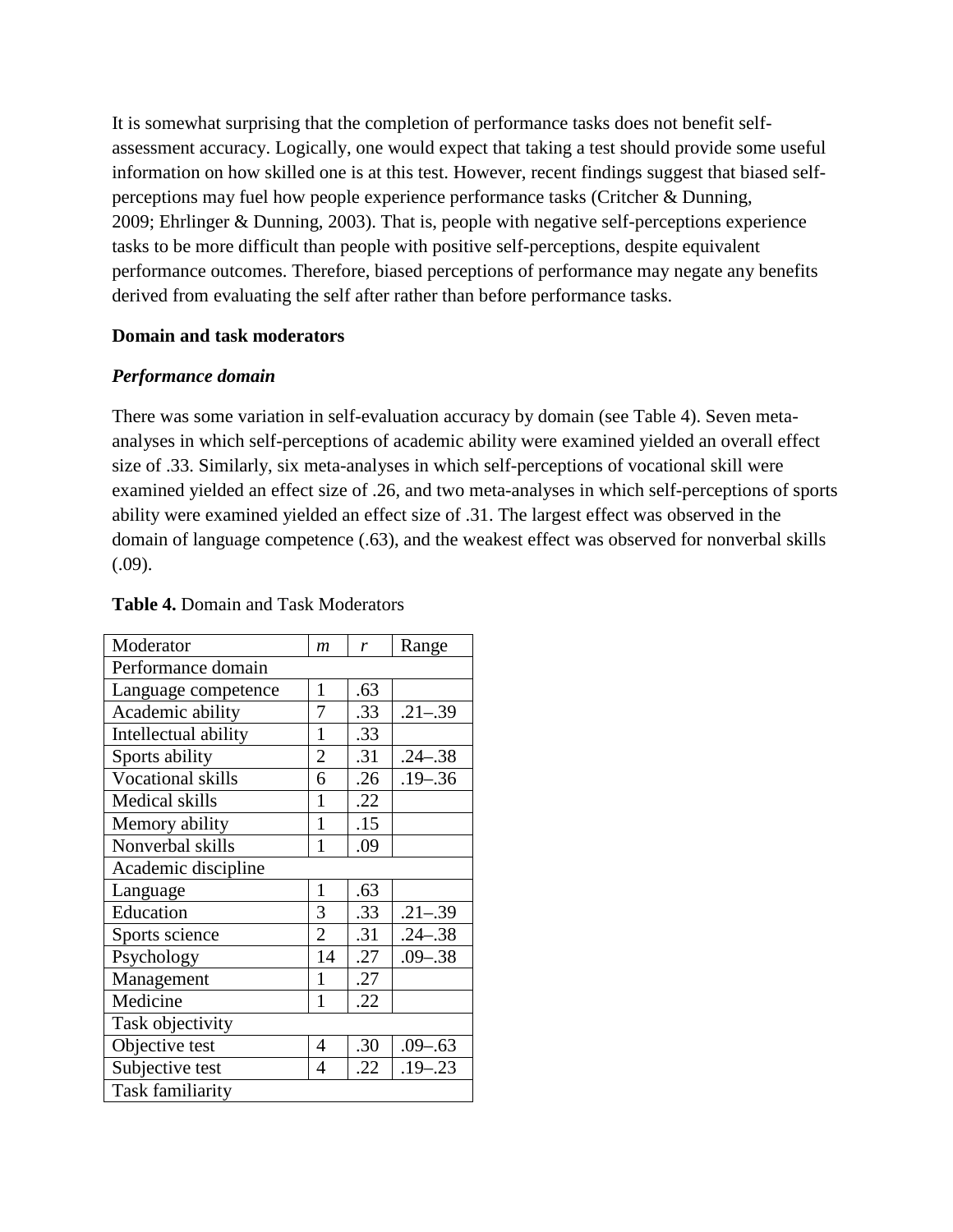It is somewhat surprising that the completion of performance tasks does not benefit self-assessment accuracy. Logically, one would expect that taking a test should provide some useful information on how skilled one is at this test. However, recent findings suggest that biased self-perceptions may fuel how people experience performance tasks (Critcher & Dunning, 2009; Ehrlinger & Dunning, 2003). That is, people with negative self-perceptions experience tasks to be more difficult than people with positive self-perceptions, despite equivalent performance outcomes. Therefore, biased perceptions of performance may negate any benefits derived from evaluating the self after rather than before performance tasks.

**Domain and task moderators**

***Performance domain***

There was some variation in self-evaluation accuracy by domain (see Table 4). Seven meta-analyses in which self-perceptions of academic ability were examined yielded an overall effect size of .33. Similarly, six meta-analyses in which self-perceptions of vocational skill were examined yielded an effect size of .26, and two meta-analyses in which self-perceptions of sports ability were examined yielded an effect size of .31. The largest effect was observed in the domain of language competence (.63), and the weakest effect was observed for nonverbal skills (.09).

**Table 4.** Domain and Task Moderators

| Moderator | *m* | *r* | Range |
|---|---|---|---|
| Performance domain | | | |
| Language competence | 1 | .63 | |
| Academic ability | 7 | .33 | .21–.39 |
| Intellectual ability | 1 | .33 | |
| Sports ability | 2 | .31 | .24–.38 |
| Vocational skills | 6 | .26 | .19–.36 |
| Medical skills | 1 | .22 | |
| Memory ability | 1 | .15 | |
| Nonverbal skills | 1 | .09 | |
| Academic discipline | | | |
| Language | 1 | .63 | |
| Education | 3 | .33 | .21–.39 |
| Sports science | 2 | .31 | .24–.38 |
| Psychology | 14 | .27 | .09–.38 |
| Management | 1 | .27 | |
| Medicine | 1 | .22 | |
| Task objectivity | | | |
| Objective test | 4 | .30 | .09–.63 |
| Subjective test | 4 | .22 | .19–.23 |
| Task familiarity | | | |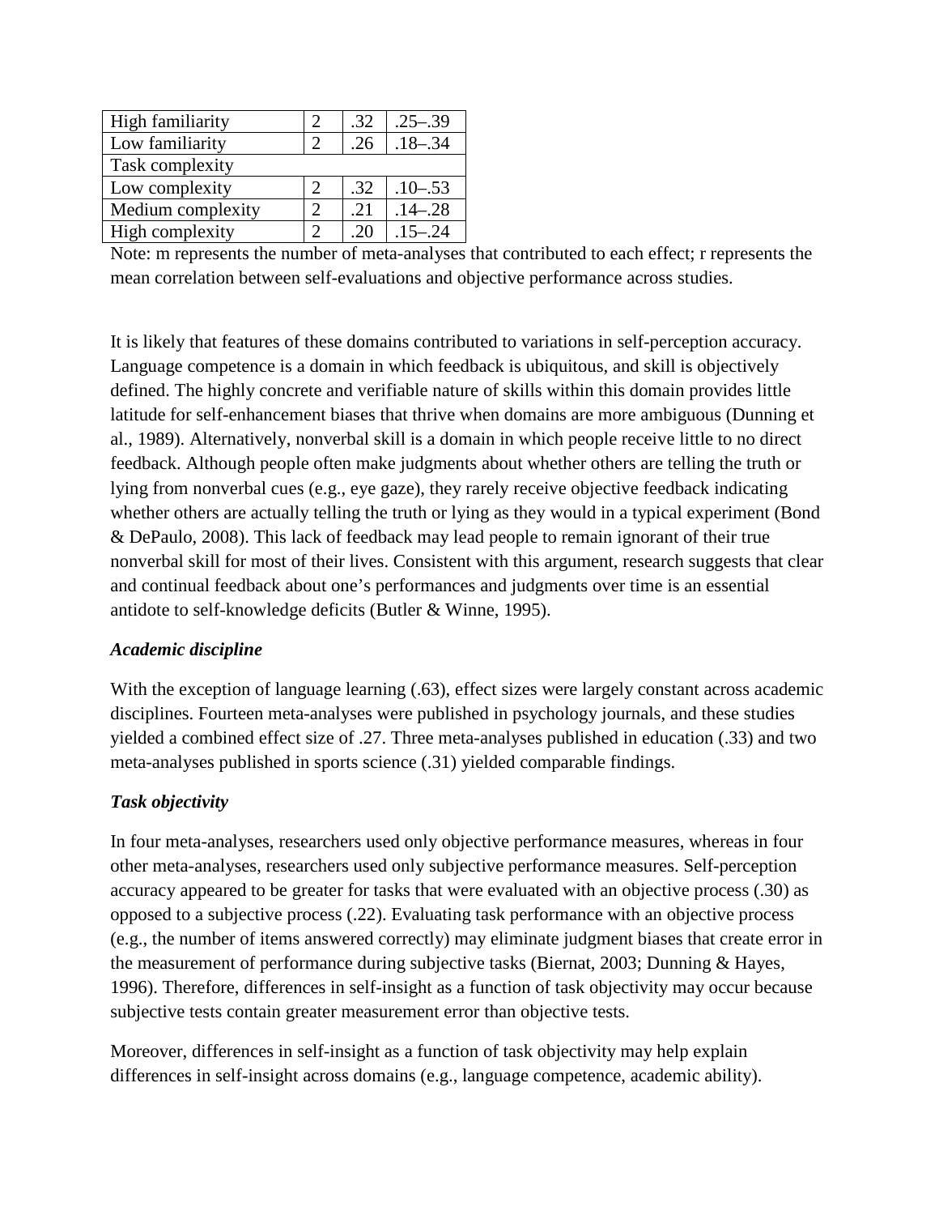| | | | |
|---|---|---|---|
| High familiarity | 2 | .32 | .25–.39 |
| Low familiarity | 2 | .26 | .18–.34 |
| Task complexity | | | |
| Low complexity | 2 | .32 | .10–.53 |
| Medium complexity | 2 | .21 | .14–.28 |
| High complexity | 2 | .20 | .15–.24 |

Note: m represents the number of meta-analyses that contributed to each effect; r represents the mean correlation between self-evaluations and objective performance across studies.

It is likely that features of these domains contributed to variations in self-perception accuracy. Language competence is a domain in which feedback is ubiquitous, and skill is objectively defined. The highly concrete and verifiable nature of skills within this domain provides little latitude for self-enhancement biases that thrive when domains are more ambiguous (Dunning et al., 1989). Alternatively, nonverbal skill is a domain in which people receive little to no direct feedback. Although people often make judgments about whether others are telling the truth or lying from nonverbal cues (e.g., eye gaze), they rarely receive objective feedback indicating whether others are actually telling the truth or lying as they would in a typical experiment (Bond & DePaulo, 2008). This lack of feedback may lead people to remain ignorant of their true nonverbal skill for most of their lives. Consistent with this argument, research suggests that clear and continual feedback about one's performances and judgments over time is an essential antidote to self-knowledge deficits (Butler & Winne, 1995).

### *Academic discipline*

With the exception of language learning (.63), effect sizes were largely constant across academic disciplines. Fourteen meta-analyses were published in psychology journals, and these studies yielded a combined effect size of .27. Three meta-analyses published in education (.33) and two meta-analyses published in sports science (.31) yielded comparable findings.

### *Task objectivity*

In four meta-analyses, researchers used only objective performance measures, whereas in four other meta-analyses, researchers used only subjective performance measures. Self-perception accuracy appeared to be greater for tasks that were evaluated with an objective process (.30) as opposed to a subjective process (.22). Evaluating task performance with an objective process (e.g., the number of items answered correctly) may eliminate judgment biases that create error in the measurement of performance during subjective tasks (Biernat, 2003; Dunning & Hayes, 1996). Therefore, differences in self-insight as a function of task objectivity may occur because subjective tests contain greater measurement error than objective tests.

Moreover, differences in self-insight as a function of task objectivity may help explain differences in self-insight across domains (e.g., language competence, academic ability).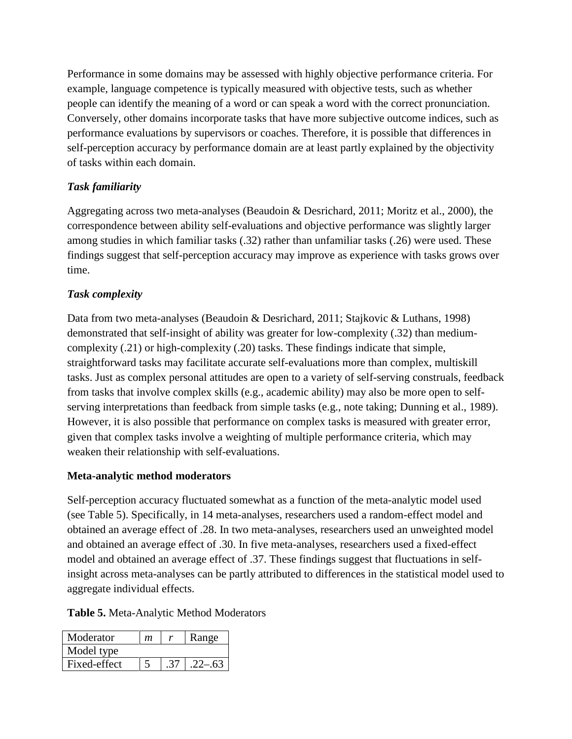Performance in some domains may be assessed with highly objective performance criteria. For example, language competence is typically measured with objective tests, such as whether people can identify the meaning of a word or can speak a word with the correct pronunciation. Conversely, other domains incorporate tasks that have more subjective outcome indices, such as performance evaluations by supervisors or coaches. Therefore, it is possible that differences in self-perception accuracy by performance domain are at least partly explained by the objectivity of tasks within each domain.

### *Task familiarity*

Aggregating across two meta-analyses (Beaudoin & Desrichard, 2011; Moritz et al., 2000), the correspondence between ability self-evaluations and objective performance was slightly larger among studies in which familiar tasks (.32) rather than unfamiliar tasks (.26) were used. These findings suggest that self-perception accuracy may improve as experience with tasks grows over time.

### *Task complexity*

Data from two meta-analyses (Beaudoin & Desrichard, 2011; Stajkovic & Luthans, 1998) demonstrated that self-insight of ability was greater for low-complexity (.32) than medium-complexity (.21) or high-complexity (.20) tasks. These findings indicate that simple, straightforward tasks may facilitate accurate self-evaluations more than complex, multiskill tasks. Just as complex personal attitudes are open to a variety of self-serving construals, feedback from tasks that involve complex skills (e.g., academic ability) may also be more open to self-serving interpretations than feedback from simple tasks (e.g., note taking; Dunning et al., 1989). However, it is also possible that performance on complex tasks is measured with greater error, given that complex tasks involve a weighting of multiple performance criteria, which may weaken their relationship with self-evaluations.

## Meta-analytic method moderators

Self-perception accuracy fluctuated somewhat as a function of the meta-analytic model used (see Table 5). Specifically, in 14 meta-analyses, researchers used a random-effect model and obtained an average effect of .28. In two meta-analyses, researchers used an unweighted model and obtained an average effect of .30. In five meta-analyses, researchers used a fixed-effect model and obtained an average effect of .37. These findings suggest that fluctuations in self-insight across meta-analyses can be partly attributed to differences in the statistical model used to aggregate individual effects.

**Table 5.** Meta-Analytic Method Moderators

| Moderator | *m* | *r* | Range |
|---|---|---|---|
| Model type | | | |
| Fixed-effect | 5 | .37 | .22–.63 |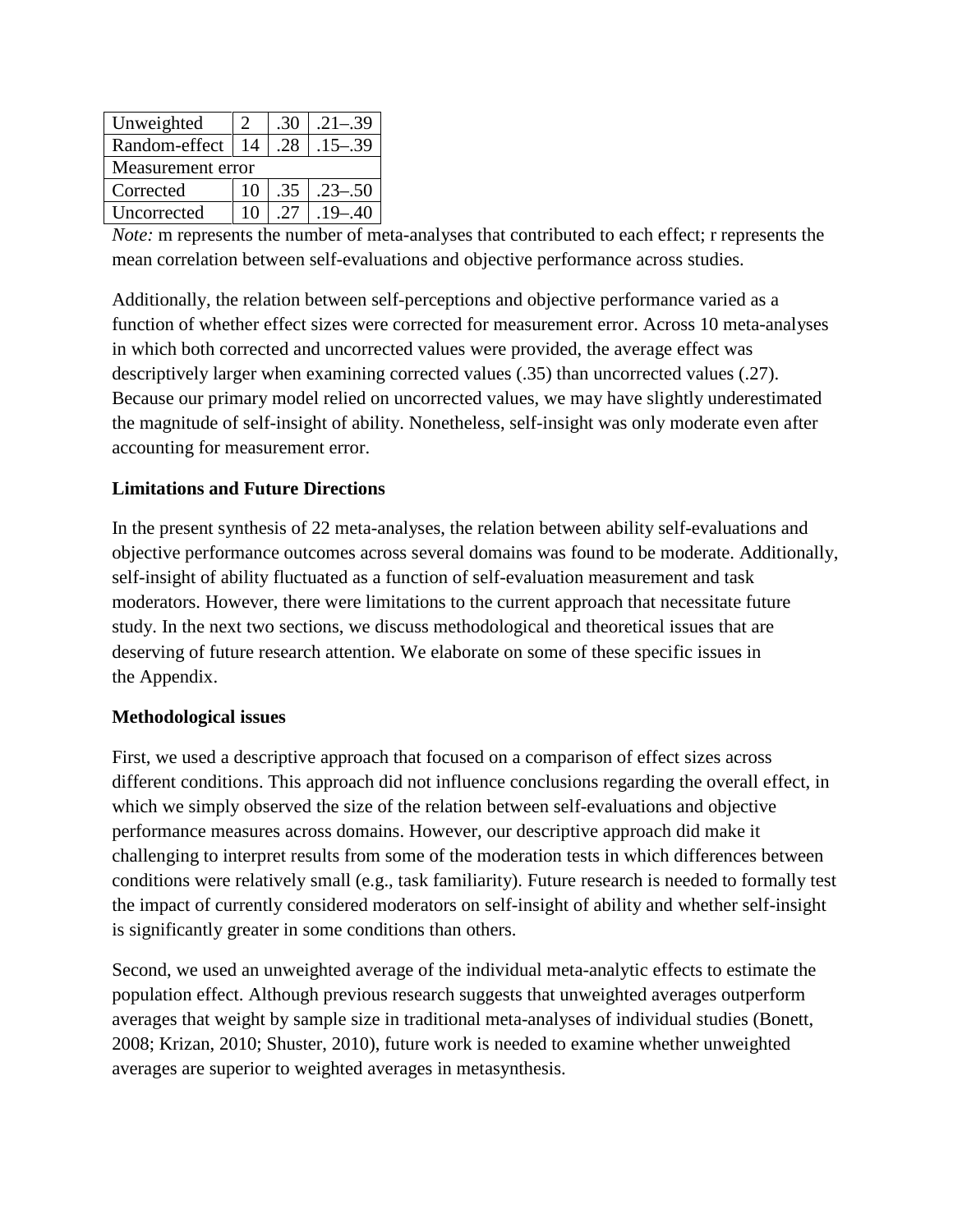| | | | |
|---|---|---|---|
| Unweighted | 2 | .30 | .21–.39 |
| Random-effect | 14 | .28 | .15–.39 |
| Measurement error | | | |
| Corrected | 10 | .35 | .23–.50 |
| Uncorrected | 10 | .27 | .19–.40 |

*Note:* m represents the number of meta-analyses that contributed to each effect; r represents the mean correlation between self-evaluations and objective performance across studies.

Additionally, the relation between self-perceptions and objective performance varied as a function of whether effect sizes were corrected for measurement error. Across 10 meta-analyses in which both corrected and uncorrected values were provided, the average effect was descriptively larger when examining corrected values (.35) than uncorrected values (.27). Because our primary model relied on uncorrected values, we may have slightly underestimated the magnitude of self-insight of ability. Nonetheless, self-insight was only moderate even after accounting for measurement error.

**Limitations and Future Directions**

In the present synthesis of 22 meta-analyses, the relation between ability self-evaluations and objective performance outcomes across several domains was found to be moderate. Additionally, self-insight of ability fluctuated as a function of self-evaluation measurement and task moderators. However, there were limitations to the current approach that necessitate future study. In the next two sections, we discuss methodological and theoretical issues that are deserving of future research attention. We elaborate on some of these specific issues in the Appendix.

**Methodological issues**

First, we used a descriptive approach that focused on a comparison of effect sizes across different conditions. This approach did not influence conclusions regarding the overall effect, in which we simply observed the size of the relation between self-evaluations and objective performance measures across domains. However, our descriptive approach did make it challenging to interpret results from some of the moderation tests in which differences between conditions were relatively small (e.g., task familiarity). Future research is needed to formally test the impact of currently considered moderators on self-insight of ability and whether self-insight is significantly greater in some conditions than others.

Second, we used an unweighted average of the individual meta-analytic effects to estimate the population effect. Although previous research suggests that unweighted averages outperform averages that weight by sample size in traditional meta-analyses of individual studies (Bonett, 2008; Krizan, 2010; Shuster, 2010), future work is needed to examine whether unweighted averages are superior to weighted averages in metasynthesis.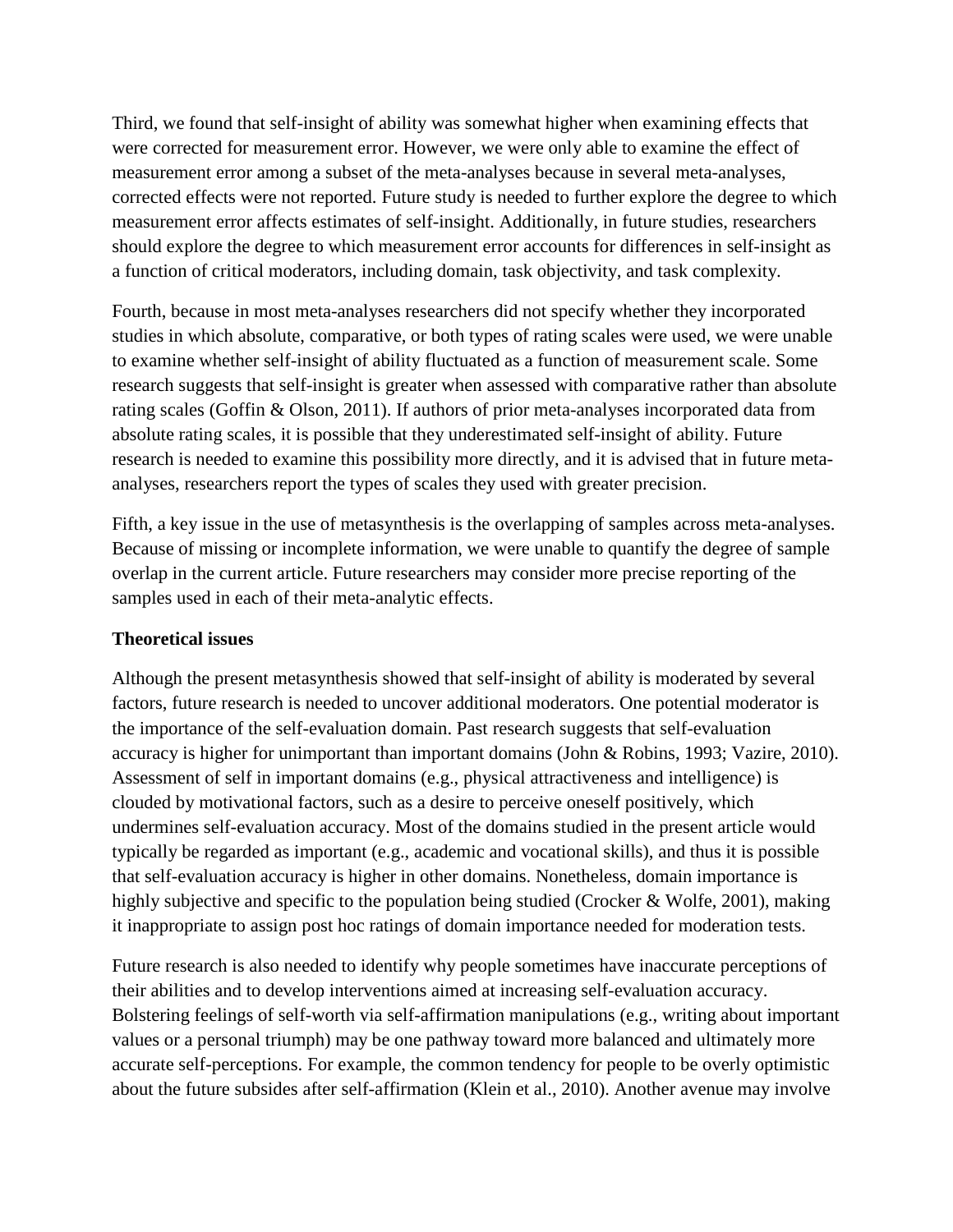Third, we found that self-insight of ability was somewhat higher when examining effects that were corrected for measurement error. However, we were only able to examine the effect of measurement error among a subset of the meta-analyses because in several meta-analyses, corrected effects were not reported. Future study is needed to further explore the degree to which measurement error affects estimates of self-insight. Additionally, in future studies, researchers should explore the degree to which measurement error accounts for differences in self-insight as a function of critical moderators, including domain, task objectivity, and task complexity.

Fourth, because in most meta-analyses researchers did not specify whether they incorporated studies in which absolute, comparative, or both types of rating scales were used, we were unable to examine whether self-insight of ability fluctuated as a function of measurement scale. Some research suggests that self-insight is greater when assessed with comparative rather than absolute rating scales (Goffin & Olson, 2011). If authors of prior meta-analyses incorporated data from absolute rating scales, it is possible that they underestimated self-insight of ability. Future research is needed to examine this possibility more directly, and it is advised that in future meta-analyses, researchers report the types of scales they used with greater precision.

Fifth, a key issue in the use of metasynthesis is the overlapping of samples across meta-analyses. Because of missing or incomplete information, we were unable to quantify the degree of sample overlap in the current article. Future researchers may consider more precise reporting of the samples used in each of their meta-analytic effects.

**Theoretical issues**

Although the present metasynthesis showed that self-insight of ability is moderated by several factors, future research is needed to uncover additional moderators. One potential moderator is the importance of the self-evaluation domain. Past research suggests that self-evaluation accuracy is higher for unimportant than important domains (John & Robins, 1993; Vazire, 2010). Assessment of self in important domains (e.g., physical attractiveness and intelligence) is clouded by motivational factors, such as a desire to perceive oneself positively, which undermines self-evaluation accuracy. Most of the domains studied in the present article would typically be regarded as important (e.g., academic and vocational skills), and thus it is possible that self-evaluation accuracy is higher in other domains. Nonetheless, domain importance is highly subjective and specific to the population being studied (Crocker & Wolfe, 2001), making it inappropriate to assign post hoc ratings of domain importance needed for moderation tests.

Future research is also needed to identify why people sometimes have inaccurate perceptions of their abilities and to develop interventions aimed at increasing self-evaluation accuracy. Bolstering feelings of self-worth via self-affirmation manipulations (e.g., writing about important values or a personal triumph) may be one pathway toward more balanced and ultimately more accurate self-perceptions. For example, the common tendency for people to be overly optimistic about the future subsides after self-affirmation (Klein et al., 2010). Another avenue may involve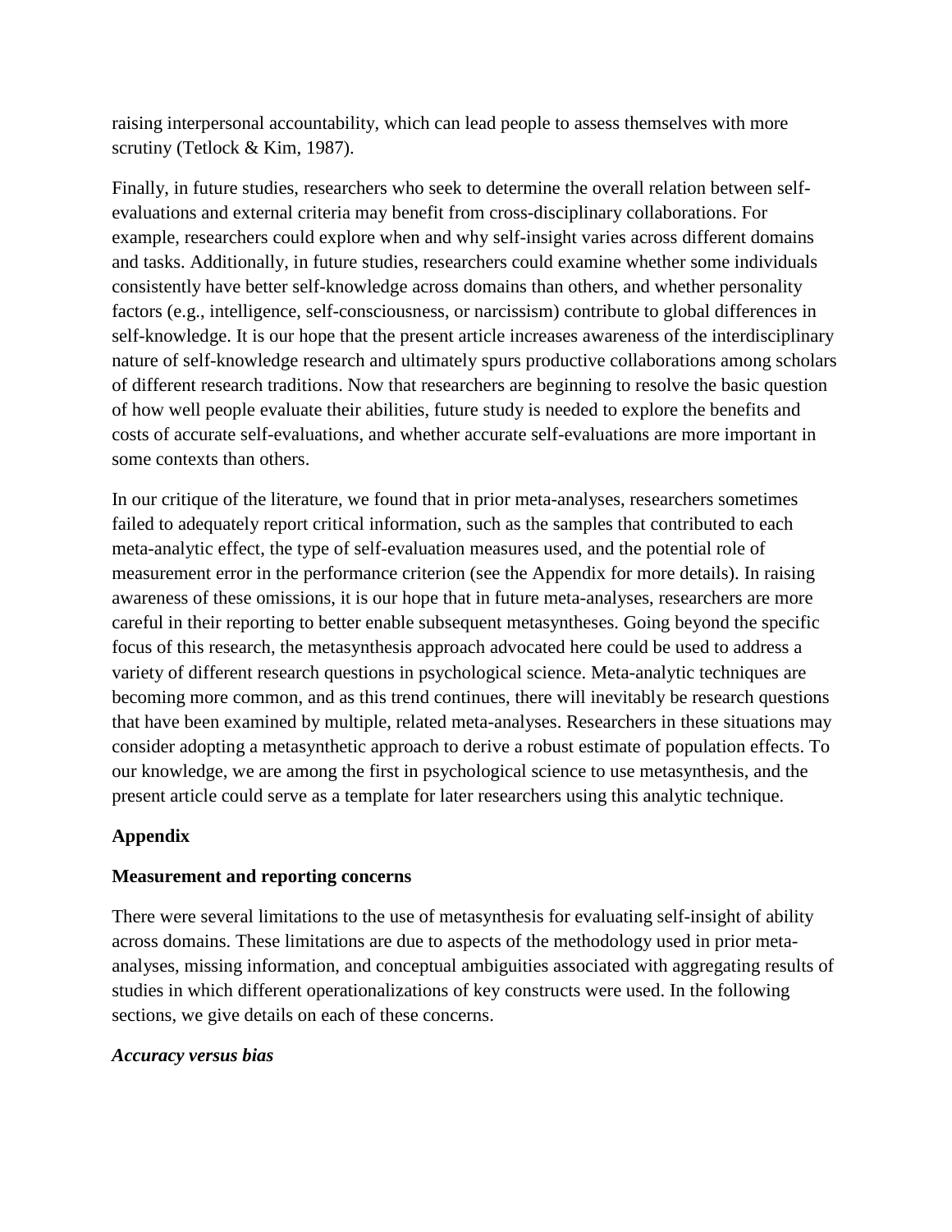raising interpersonal accountability, which can lead people to assess themselves with more scrutiny (Tetlock & Kim, 1987).

Finally, in future studies, researchers who seek to determine the overall relation between self-evaluations and external criteria may benefit from cross-disciplinary collaborations. For example, researchers could explore when and why self-insight varies across different domains and tasks. Additionally, in future studies, researchers could examine whether some individuals consistently have better self-knowledge across domains than others, and whether personality factors (e.g., intelligence, self-consciousness, or narcissism) contribute to global differences in self-knowledge. It is our hope that the present article increases awareness of the interdisciplinary nature of self-knowledge research and ultimately spurs productive collaborations among scholars of different research traditions. Now that researchers are beginning to resolve the basic question of how well people evaluate their abilities, future study is needed to explore the benefits and costs of accurate self-evaluations, and whether accurate self-evaluations are more important in some contexts than others.

In our critique of the literature, we found that in prior meta-analyses, researchers sometimes failed to adequately report critical information, such as the samples that contributed to each meta-analytic effect, the type of self-evaluation measures used, and the potential role of measurement error in the performance criterion (see the Appendix for more details). In raising awareness of these omissions, it is our hope that in future meta-analyses, researchers are more careful in their reporting to better enable subsequent metasyntheses. Going beyond the specific focus of this research, the metasynthesis approach advocated here could be used to address a variety of different research questions in psychological science. Meta-analytic techniques are becoming more common, and as this trend continues, there will inevitably be research questions that have been examined by multiple, related meta-analyses. Researchers in these situations may consider adopting a metasynthetic approach to derive a robust estimate of population effects. To our knowledge, we are among the first in psychological science to use metasynthesis, and the present article could serve as a template for later researchers using this analytic technique.

## Appendix

### Measurement and reporting concerns

There were several limitations to the use of metasynthesis for evaluating self-insight of ability across domains. These limitations are due to aspects of the methodology used in prior meta-analyses, missing information, and conceptual ambiguities associated with aggregating results of studies in which different operationalizations of key constructs were used. In the following sections, we give details on each of these concerns.

#### *Accuracy versus bias*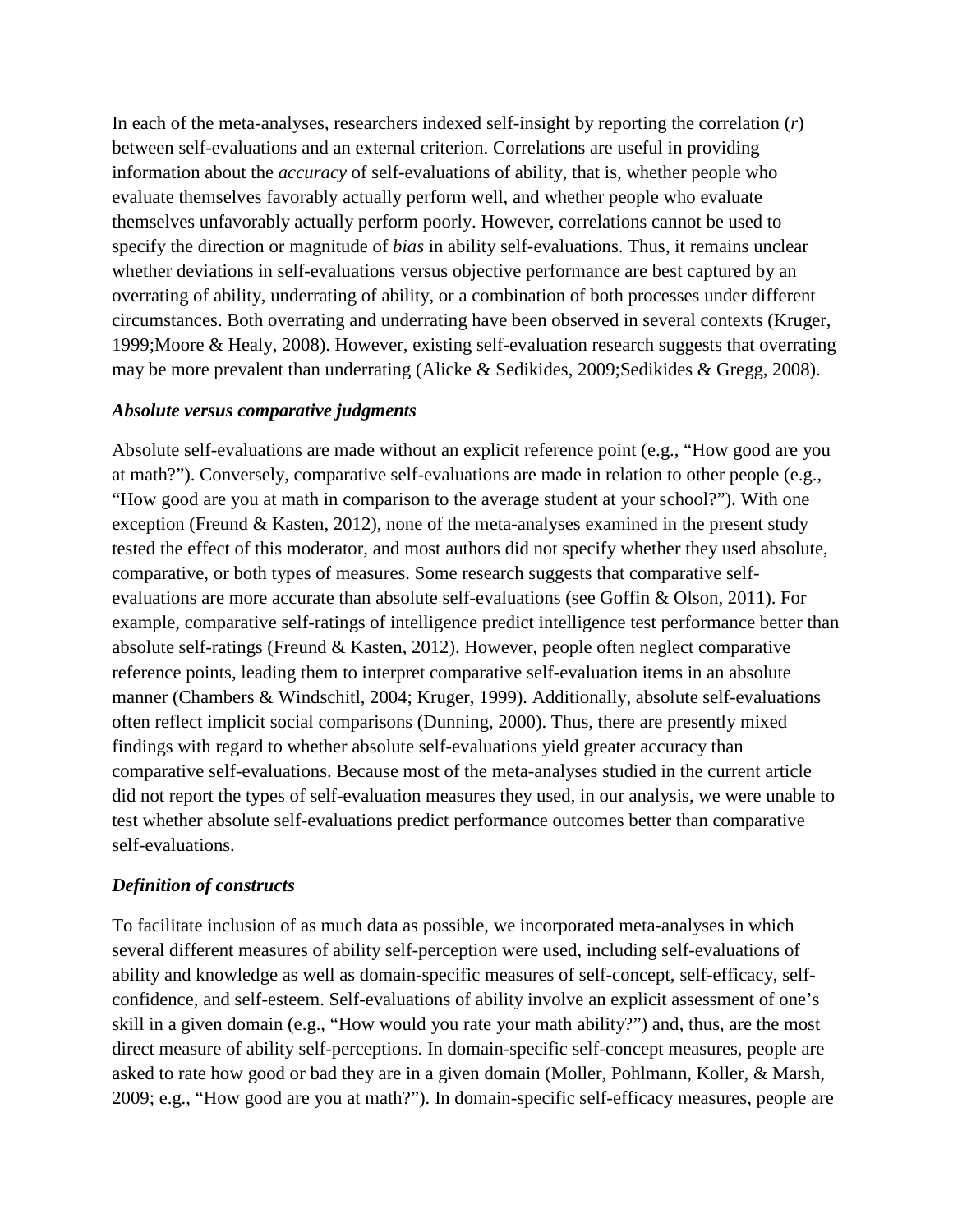In each of the meta-analyses, researchers indexed self-insight by reporting the correlation (*r*) between self-evaluations and an external criterion. Correlations are useful in providing information about the *accuracy* of self-evaluations of ability, that is, whether people who evaluate themselves favorably actually perform well, and whether people who evaluate themselves unfavorably actually perform poorly. However, correlations cannot be used to specify the direction or magnitude of *bias* in ability self-evaluations. Thus, it remains unclear whether deviations in self-evaluations versus objective performance are best captured by an overrating of ability, underrating of ability, or a combination of both processes under different circumstances. Both overrating and underrating have been observed in several contexts (Kruger, 1999;Moore & Healy, 2008). However, existing self-evaluation research suggests that overrating may be more prevalent than underrating (Alicke & Sedikides, 2009;Sedikides & Gregg, 2008).

### *Absolute versus comparative judgments*

Absolute self-evaluations are made without an explicit reference point (e.g., "How good are you at math?"). Conversely, comparative self-evaluations are made in relation to other people (e.g., "How good are you at math in comparison to the average student at your school?"). With one exception (Freund & Kasten, 2012), none of the meta-analyses examined in the present study tested the effect of this moderator, and most authors did not specify whether they used absolute, comparative, or both types of measures. Some research suggests that comparative self-evaluations are more accurate than absolute self-evaluations (see Goffin & Olson, 2011). For example, comparative self-ratings of intelligence predict intelligence test performance better than absolute self-ratings (Freund & Kasten, 2012). However, people often neglect comparative reference points, leading them to interpret comparative self-evaluation items in an absolute manner (Chambers & Windschitl, 2004; Kruger, 1999). Additionally, absolute self-evaluations often reflect implicit social comparisons (Dunning, 2000). Thus, there are presently mixed findings with regard to whether absolute self-evaluations yield greater accuracy than comparative self-evaluations. Because most of the meta-analyses studied in the current article did not report the types of self-evaluation measures they used, in our analysis, we were unable to test whether absolute self-evaluations predict performance outcomes better than comparative self-evaluations.

### *Definition of constructs*

To facilitate inclusion of as much data as possible, we incorporated meta-analyses in which several different measures of ability self-perception were used, including self-evaluations of ability and knowledge as well as domain-specific measures of self-concept, self-efficacy, self-confidence, and self-esteem. Self-evaluations of ability involve an explicit assessment of one's skill in a given domain (e.g., "How would you rate your math ability?") and, thus, are the most direct measure of ability self-perceptions. In domain-specific self-concept measures, people are asked to rate how good or bad they are in a given domain (Moller, Pohlmann, Koller, & Marsh, 2009; e.g., "How good are you at math?"). In domain-specific self-efficacy measures, people are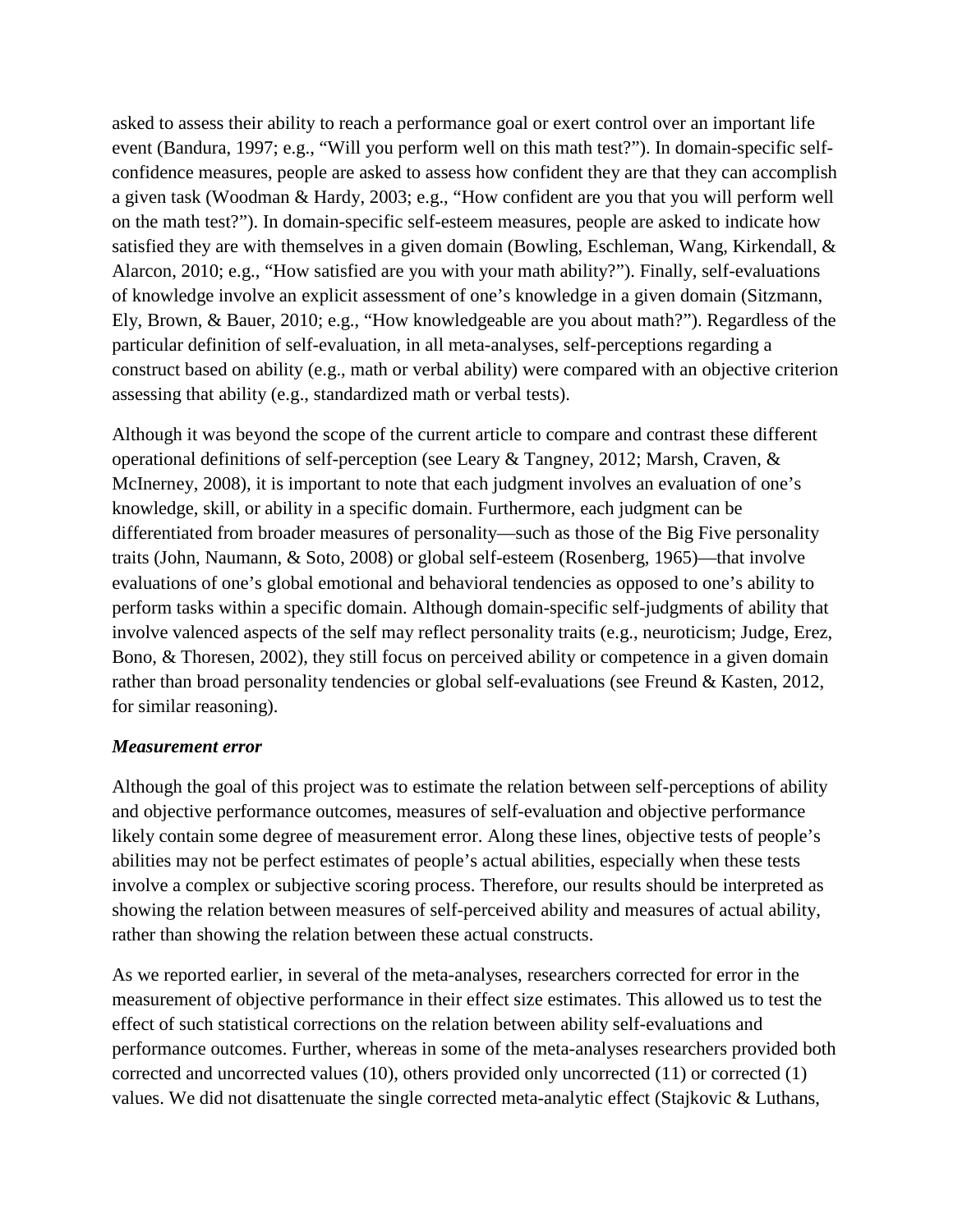asked to assess their ability to reach a performance goal or exert control over an important life event (Bandura, 1997; e.g., "Will you perform well on this math test?"). In domain-specific self-confidence measures, people are asked to assess how confident they are that they can accomplish a given task (Woodman & Hardy, 2003; e.g., "How confident are you that you will perform well on the math test?"). In domain-specific self-esteem measures, people are asked to indicate how satisfied they are with themselves in a given domain (Bowling, Eschleman, Wang, Kirkendall, & Alarcon, 2010; e.g., "How satisfied are you with your math ability?"). Finally, self-evaluations of knowledge involve an explicit assessment of one's knowledge in a given domain (Sitzmann, Ely, Brown, & Bauer, 2010; e.g., "How knowledgeable are you about math?"). Regardless of the particular definition of self-evaluation, in all meta-analyses, self-perceptions regarding a construct based on ability (e.g., math or verbal ability) were compared with an objective criterion assessing that ability (e.g., standardized math or verbal tests).

Although it was beyond the scope of the current article to compare and contrast these different operational definitions of self-perception (see Leary & Tangney, 2012; Marsh, Craven, & McInerney, 2008), it is important to note that each judgment involves an evaluation of one's knowledge, skill, or ability in a specific domain. Furthermore, each judgment can be differentiated from broader measures of personality—such as those of the Big Five personality traits (John, Naumann, & Soto, 2008) or global self-esteem (Rosenberg, 1965)—that involve evaluations of one's global emotional and behavioral tendencies as opposed to one's ability to perform tasks within a specific domain. Although domain-specific self-judgments of ability that involve valenced aspects of the self may reflect personality traits (e.g., neuroticism; Judge, Erez, Bono, & Thoresen, 2002), they still focus on perceived ability or competence in a given domain rather than broad personality tendencies or global self-evaluations (see Freund & Kasten, 2012, for similar reasoning).

***Measurement error***

Although the goal of this project was to estimate the relation between self-perceptions of ability and objective performance outcomes, measures of self-evaluation and objective performance likely contain some degree of measurement error. Along these lines, objective tests of people's abilities may not be perfect estimates of people's actual abilities, especially when these tests involve a complex or subjective scoring process. Therefore, our results should be interpreted as showing the relation between measures of self-perceived ability and measures of actual ability, rather than showing the relation between these actual constructs.

As we reported earlier, in several of the meta-analyses, researchers corrected for error in the measurement of objective performance in their effect size estimates. This allowed us to test the effect of such statistical corrections on the relation between ability self-evaluations and performance outcomes. Further, whereas in some of the meta-analyses researchers provided both corrected and uncorrected values (10), others provided only uncorrected (11) or corrected (1) values. We did not disattenuate the single corrected meta-analytic effect (Stajkovic & Luthans,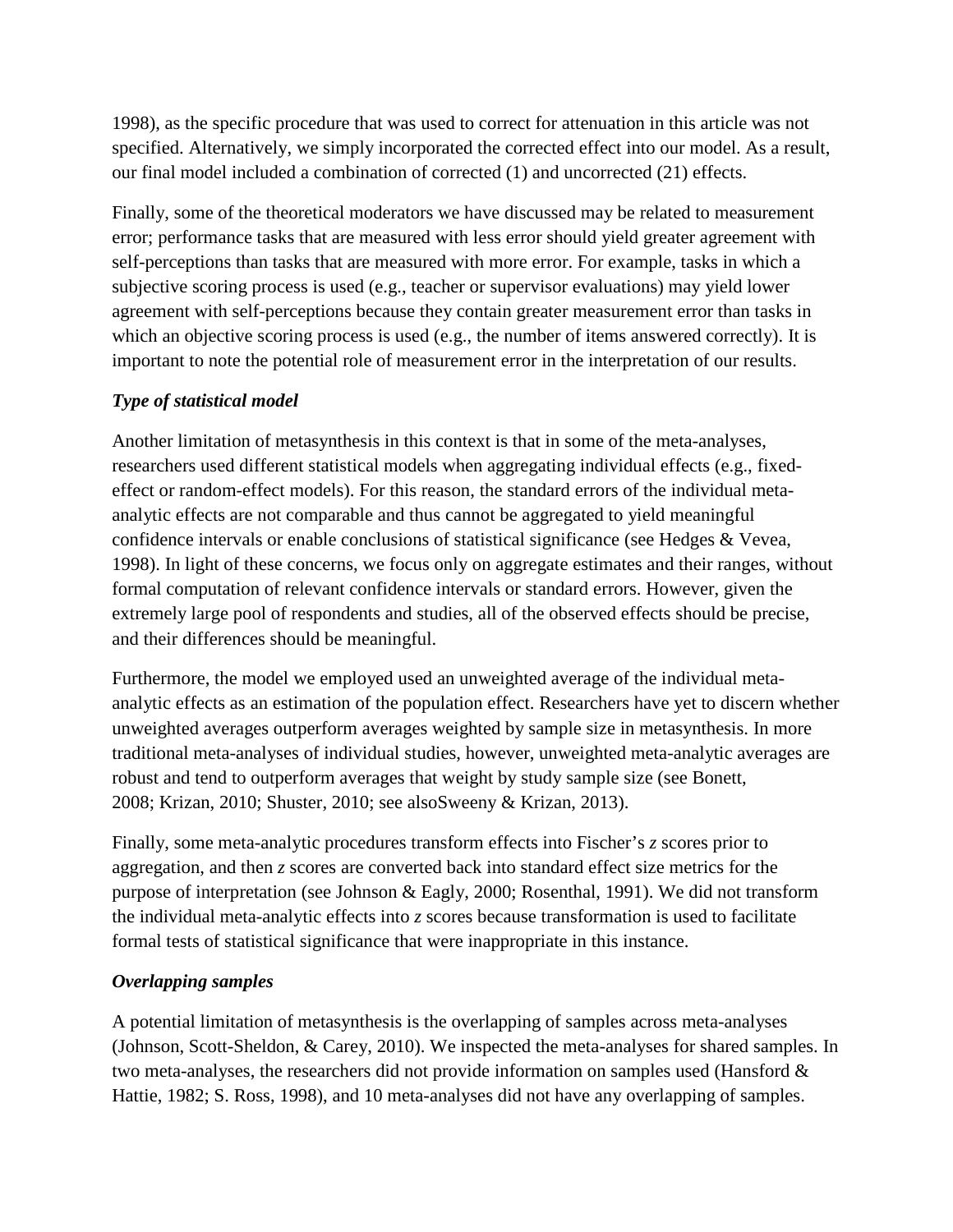1998), as the specific procedure that was used to correct for attenuation in this article was not specified. Alternatively, we simply incorporated the corrected effect into our model. As a result, our final model included a combination of corrected (1) and uncorrected (21) effects.

Finally, some of the theoretical moderators we have discussed may be related to measurement error; performance tasks that are measured with less error should yield greater agreement with self-perceptions than tasks that are measured with more error. For example, tasks in which a subjective scoring process is used (e.g., teacher or supervisor evaluations) may yield lower agreement with self-perceptions because they contain greater measurement error than tasks in which an objective scoring process is used (e.g., the number of items answered correctly). It is important to note the potential role of measurement error in the interpretation of our results.

### *Type of statistical model*

Another limitation of metasynthesis in this context is that in some of the meta-analyses, researchers used different statistical models when aggregating individual effects (e.g., fixed-effect or random-effect models). For this reason, the standard errors of the individual meta-analytic effects are not comparable and thus cannot be aggregated to yield meaningful confidence intervals or enable conclusions of statistical significance (see Hedges & Vevea, 1998). In light of these concerns, we focus only on aggregate estimates and their ranges, without formal computation of relevant confidence intervals or standard errors. However, given the extremely large pool of respondents and studies, all of the observed effects should be precise, and their differences should be meaningful.

Furthermore, the model we employed used an unweighted average of the individual meta-analytic effects as an estimation of the population effect. Researchers have yet to discern whether unweighted averages outperform averages weighted by sample size in metasynthesis. In more traditional meta-analyses of individual studies, however, unweighted meta-analytic averages are robust and tend to outperform averages that weight by study sample size (see Bonett, 2008; Krizan, 2010; Shuster, 2010; see alsoSweeny & Krizan, 2013).

Finally, some meta-analytic procedures transform effects into Fischer's *z* scores prior to aggregation, and then *z* scores are converted back into standard effect size metrics for the purpose of interpretation (see Johnson & Eagly, 2000; Rosenthal, 1991). We did not transform the individual meta-analytic effects into *z* scores because transformation is used to facilitate formal tests of statistical significance that were inappropriate in this instance.

### *Overlapping samples*

A potential limitation of metasynthesis is the overlapping of samples across meta-analyses (Johnson, Scott-Sheldon, & Carey, 2010). We inspected the meta-analyses for shared samples. In two meta-analyses, the researchers did not provide information on samples used (Hansford & Hattie, 1982; S. Ross, 1998), and 10 meta-analyses did not have any overlapping of samples.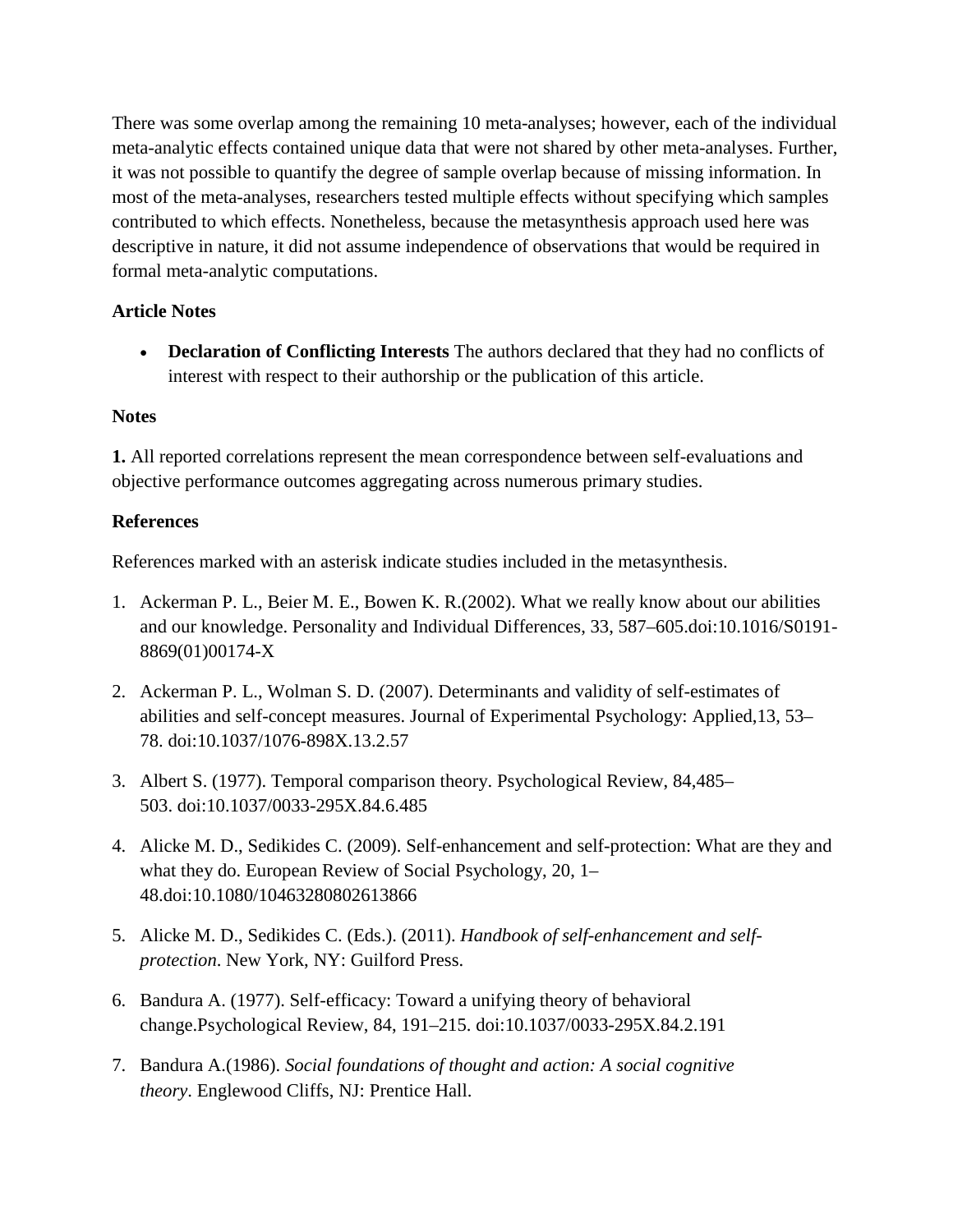There was some overlap among the remaining 10 meta-analyses; however, each of the individual meta-analytic effects contained unique data that were not shared by other meta-analyses. Further, it was not possible to quantify the degree of sample overlap because of missing information. In most of the meta-analyses, researchers tested multiple effects without specifying which samples contributed to which effects. Nonetheless, because the metasynthesis approach used here was descriptive in nature, it did not assume independence of observations that would be required in formal meta-analytic computations.

**Article Notes**

- **Declaration of Conflicting Interests** The authors declared that they had no conflicts of interest with respect to their authorship or the publication of this article.

**Notes**

**1.** All reported correlations represent the mean correspondence between self-evaluations and objective performance outcomes aggregating across numerous primary studies.

**References**

References marked with an asterisk indicate studies included in the metasynthesis.

1. Ackerman P. L., Beier M. E., Bowen K. R.(2002). What we really know about our abilities and our knowledge. Personality and Individual Differences, 33, 587–605.doi:10.1016/S0191-8869(01)00174-X
2. Ackerman P. L., Wolman S. D. (2007). Determinants and validity of self-estimates of abilities and self-concept measures. Journal of Experimental Psychology: Applied,13, 53–78. doi:10.1037/1076-898X.13.2.57
3. Albert S. (1977). Temporal comparison theory. Psychological Review, 84,485–503. doi:10.1037/0033-295X.84.6.485
4. Alicke M. D., Sedikides C. (2009). Self-enhancement and self-protection: What are they and what they do. European Review of Social Psychology, 20, 1–48.doi:10.1080/10463280802613866
5. Alicke M. D., Sedikides C. (Eds.). (2011). *Handbook of self-enhancement and self-protection*. New York, NY: Guilford Press.
6. Bandura A. (1977). Self-efficacy: Toward a unifying theory of behavioral change.Psychological Review, 84, 191–215. doi:10.1037/0033-295X.84.2.191
7. Bandura A.(1986). *Social foundations of thought and action: A social cognitive theory*. Englewood Cliffs, NJ: Prentice Hall.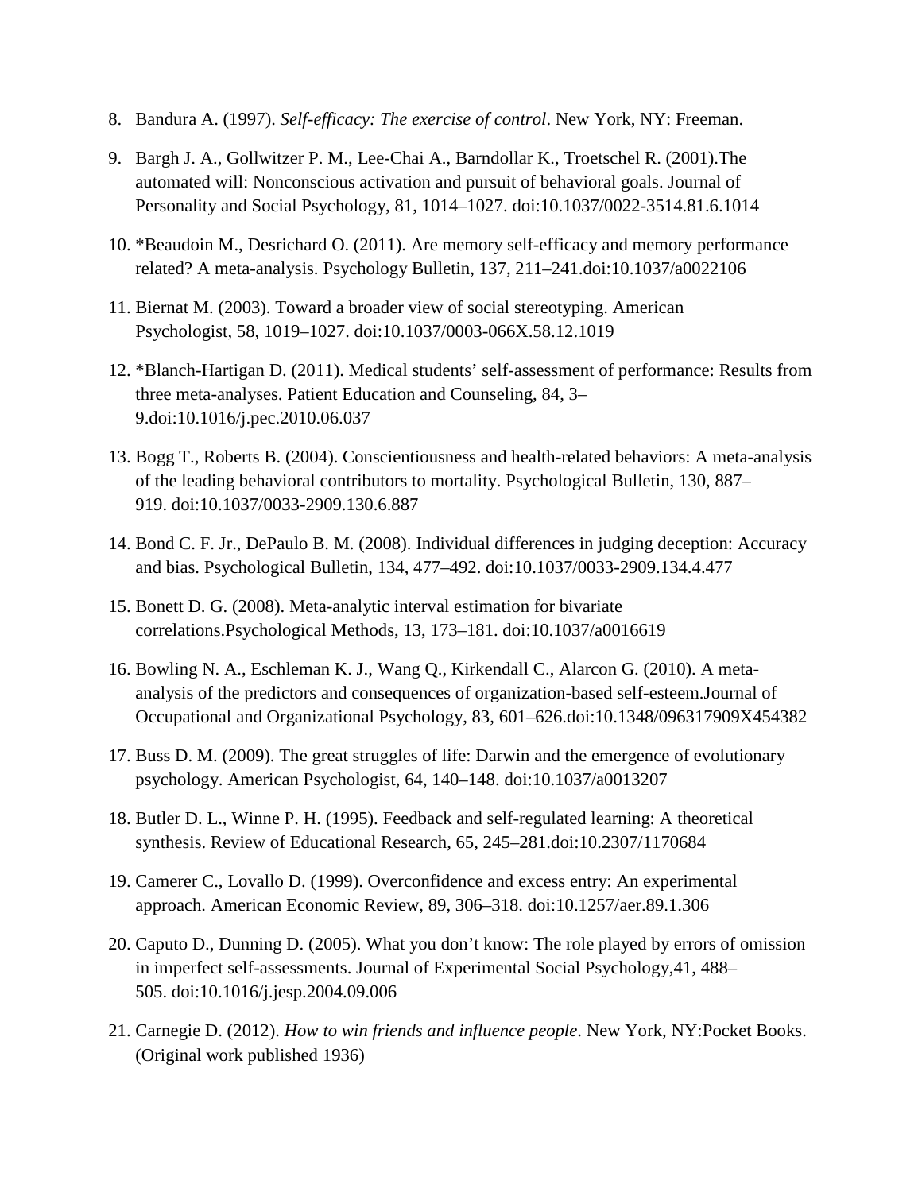8. Bandura A. (1997). *Self-efficacy: The exercise of control*. New York, NY: Freeman.

9. Bargh J. A., Gollwitzer P. M., Lee-Chai A., Barndollar K., Troetschel R. (2001).The automated will: Nonconscious activation and pursuit of behavioral goals. Journal of Personality and Social Psychology, 81, 1014–1027. doi:10.1037/0022-3514.81.6.1014

10. *Beaudoin M., Desrichard O. (2011). Are memory self-efficacy and memory performance related? A meta-analysis. Psychology Bulletin, 137, 211–241.doi:10.1037/a0022106

11. Biernat M. (2003). Toward a broader view of social stereotyping. American Psychologist, 58, 1019–1027. doi:10.1037/0003-066X.58.12.1019

12. *Blanch-Hartigan D. (2011). Medical students' self-assessment of performance: Results from three meta-analyses. Patient Education and Counseling, 84, 3–9.doi:10.1016/j.pec.2010.06.037

13. Bogg T., Roberts B. (2004). Conscientiousness and health-related behaviors: A meta-analysis of the leading behavioral contributors to mortality. Psychological Bulletin, 130, 887–919. doi:10.1037/0033-2909.130.6.887

14. Bond C. F. Jr., DePaulo B. M. (2008). Individual differences in judging deception: Accuracy and bias. Psychological Bulletin, 134, 477–492. doi:10.1037/0033-2909.134.4.477

15. Bonett D. G. (2008). Meta-analytic interval estimation for bivariate correlations.Psychological Methods, 13, 173–181. doi:10.1037/a0016619

16. Bowling N. A., Eschleman K. J., Wang Q., Kirkendall C., Alarcon G. (2010). A meta-analysis of the predictors and consequences of organization-based self-esteem.Journal of Occupational and Organizational Psychology, 83, 601–626.doi:10.1348/096317909X454382

17. Buss D. M. (2009). The great struggles of life: Darwin and the emergence of evolutionary psychology. American Psychologist, 64, 140–148. doi:10.1037/a0013207

18. Butler D. L., Winne P. H. (1995). Feedback and self-regulated learning: A theoretical synthesis. Review of Educational Research, 65, 245–281.doi:10.2307/1170684

19. Camerer C., Lovallo D. (1999). Overconfidence and excess entry: An experimental approach. American Economic Review, 89, 306–318. doi:10.1257/aer.89.1.306

20. Caputo D., Dunning D. (2005). What you don't know: The role played by errors of omission in imperfect self-assessments. Journal of Experimental Social Psychology,41, 488–505. doi:10.1016/j.jesp.2004.09.006

21. Carnegie D. (2012). *How to win friends and influence people*. New York, NY:Pocket Books. (Original work published 1936)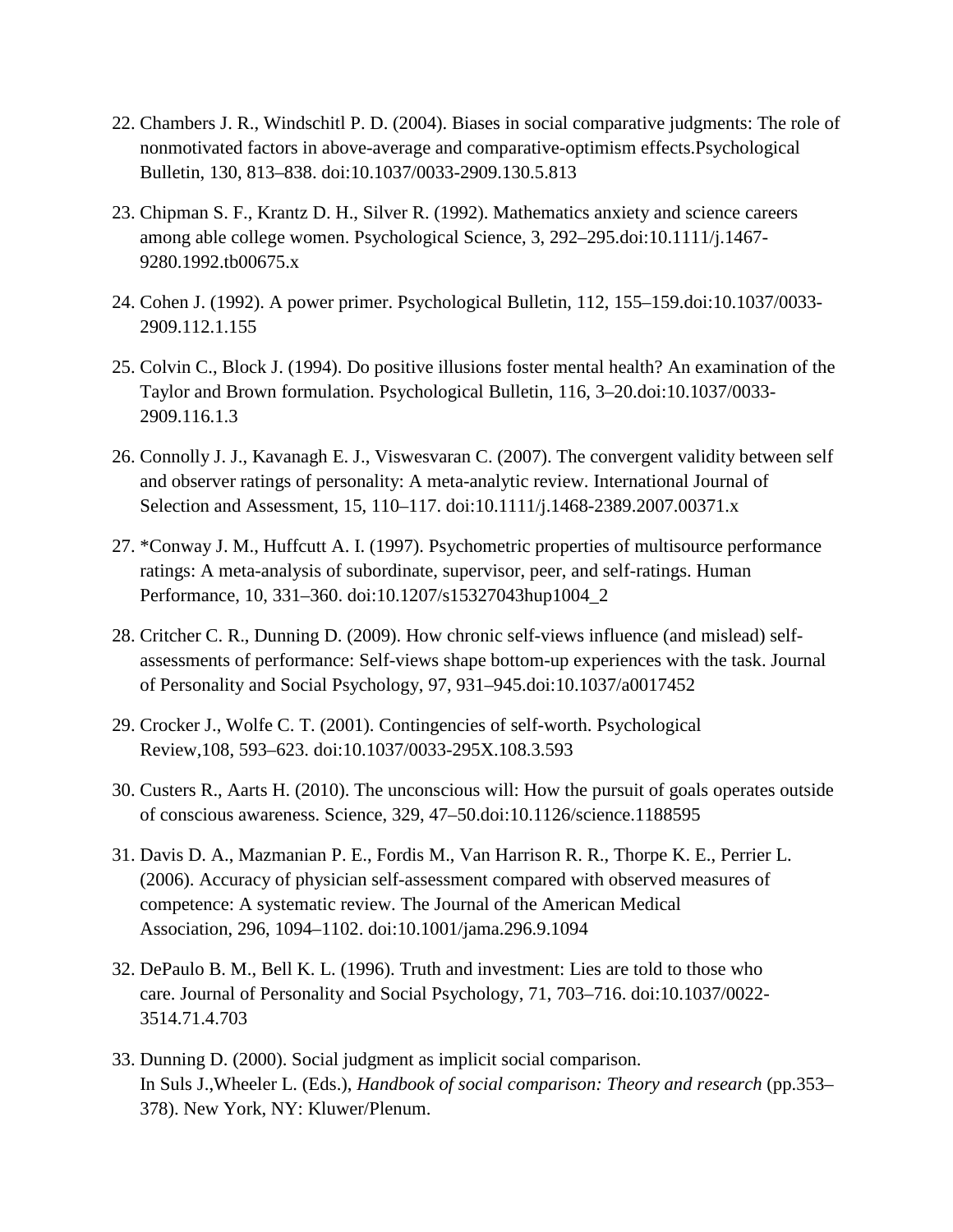22. Chambers J. R., Windschitl P. D. (2004). Biases in social comparative judgments: The role of nonmotivated factors in above-average and comparative-optimism effects.Psychological Bulletin, 130, 813–838. doi:10.1037/0033-2909.130.5.813

23. Chipman S. F., Krantz D. H., Silver R. (1992). Mathematics anxiety and science careers among able college women. Psychological Science, 3, 292–295.doi:10.1111/j.1467-9280.1992.tb00675.x

24. Cohen J. (1992). A power primer. Psychological Bulletin, 112, 155–159.doi:10.1037/0033-2909.112.1.155

25. Colvin C., Block J. (1994). Do positive illusions foster mental health? An examination of the Taylor and Brown formulation. Psychological Bulletin, 116, 3–20.doi:10.1037/0033-2909.116.1.3

26. Connolly J. J., Kavanagh E. J., Viswesvaran C. (2007). The convergent validity between self and observer ratings of personality: A meta-analytic review. International Journal of Selection and Assessment, 15, 110–117. doi:10.1111/j.1468-2389.2007.00371.x

27. *Conway J. M., Huffcutt A. I. (1997). Psychometric properties of multisource performance ratings: A meta-analysis of subordinate, supervisor, peer, and self-ratings. Human Performance, 10, 331–360. doi:10.1207/s15327043hup1004_2

28. Critcher C. R., Dunning D. (2009). How chronic self-views influence (and mislead) self-assessments of performance: Self-views shape bottom-up experiences with the task. Journal of Personality and Social Psychology, 97, 931–945.doi:10.1037/a0017452

29. Crocker J., Wolfe C. T. (2001). Contingencies of self-worth. Psychological Review,108, 593–623. doi:10.1037/0033-295X.108.3.593

30. Custers R., Aarts H. (2010). The unconscious will: How the pursuit of goals operates outside of conscious awareness. Science, 329, 47–50.doi:10.1126/science.1188595

31. Davis D. A., Mazmanian P. E., Fordis M., Van Harrison R. R., Thorpe K. E., Perrier L. (2006). Accuracy of physician self-assessment compared with observed measures of competence: A systematic review. The Journal of the American Medical Association, 296, 1094–1102. doi:10.1001/jama.296.9.1094

32. DePaulo B. M., Bell K. L. (1996). Truth and investment: Lies are told to those who care. Journal of Personality and Social Psychology, 71, 703–716. doi:10.1037/0022-3514.71.4.703

33. Dunning D. (2000). Social judgment as implicit social comparison. In Suls J.,Wheeler L. (Eds.), *Handbook of social comparison: Theory and research* (pp.353–378). New York, NY: Kluwer/Plenum.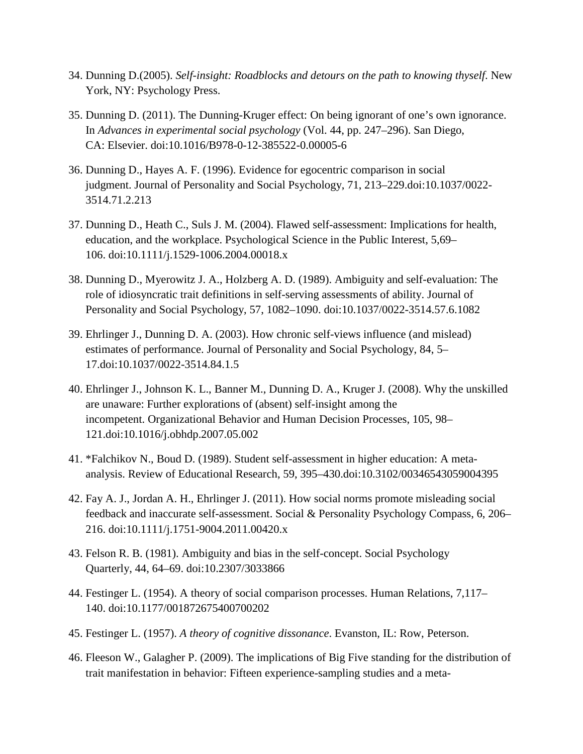34. Dunning D.(2005). *Self-insight: Roadblocks and detours on the path to knowing thyself*. New York, NY: Psychology Press.

35. Dunning D. (2011). The Dunning-Kruger effect: On being ignorant of one's own ignorance. In *Advances in experimental social psychology* (Vol. 44, pp. 247–296). San Diego, CA: Elsevier. doi:10.1016/B978-0-12-385522-0.00005-6

36. Dunning D., Hayes A. F. (1996). Evidence for egocentric comparison in social judgment. Journal of Personality and Social Psychology, 71, 213–229.doi:10.1037/0022-3514.71.2.213

37. Dunning D., Heath C., Suls J. M. (2004). Flawed self-assessment: Implications for health, education, and the workplace. Psychological Science in the Public Interest, 5,69–106. doi:10.1111/j.1529-1006.2004.00018.x

38. Dunning D., Myerowitz J. A., Holzberg A. D. (1989). Ambiguity and self-evaluation: The role of idiosyncratic trait definitions in self-serving assessments of ability. Journal of Personality and Social Psychology, 57, 1082–1090. doi:10.1037/0022-3514.57.6.1082

39. Ehrlinger J., Dunning D. A. (2003). How chronic self-views influence (and mislead) estimates of performance. Journal of Personality and Social Psychology, 84, 5–17.doi:10.1037/0022-3514.84.1.5

40. Ehrlinger J., Johnson K. L., Banner M., Dunning D. A., Kruger J. (2008). Why the unskilled are unaware: Further explorations of (absent) self-insight among the incompetent. Organizational Behavior and Human Decision Processes, 105, 98–121.doi:10.1016/j.obhdp.2007.05.002

41. *Falchikov N., Boud D. (1989). Student self-assessment in higher education: A meta-analysis. Review of Educational Research, 59, 395–430.doi:10.3102/00346543059004395

42. Fay A. J., Jordan A. H., Ehrlinger J. (2011). How social norms promote misleading social feedback and inaccurate self-assessment. Social & Personality Psychology Compass, 6, 206–216. doi:10.1111/j.1751-9004.2011.00420.x

43. Felson R. B. (1981). Ambiguity and bias in the self-concept. Social Psychology Quarterly, 44, 64–69. doi:10.2307/3033866

44. Festinger L. (1954). A theory of social comparison processes. Human Relations, 7,117–140. doi:10.1177/001872675400700202

45. Festinger L. (1957). *A theory of cognitive dissonance*. Evanston, IL: Row, Peterson.

46. Fleeson W., Galagher P. (2009). The implications of Big Five standing for the distribution of trait manifestation in behavior: Fifteen experience-sampling studies and a meta-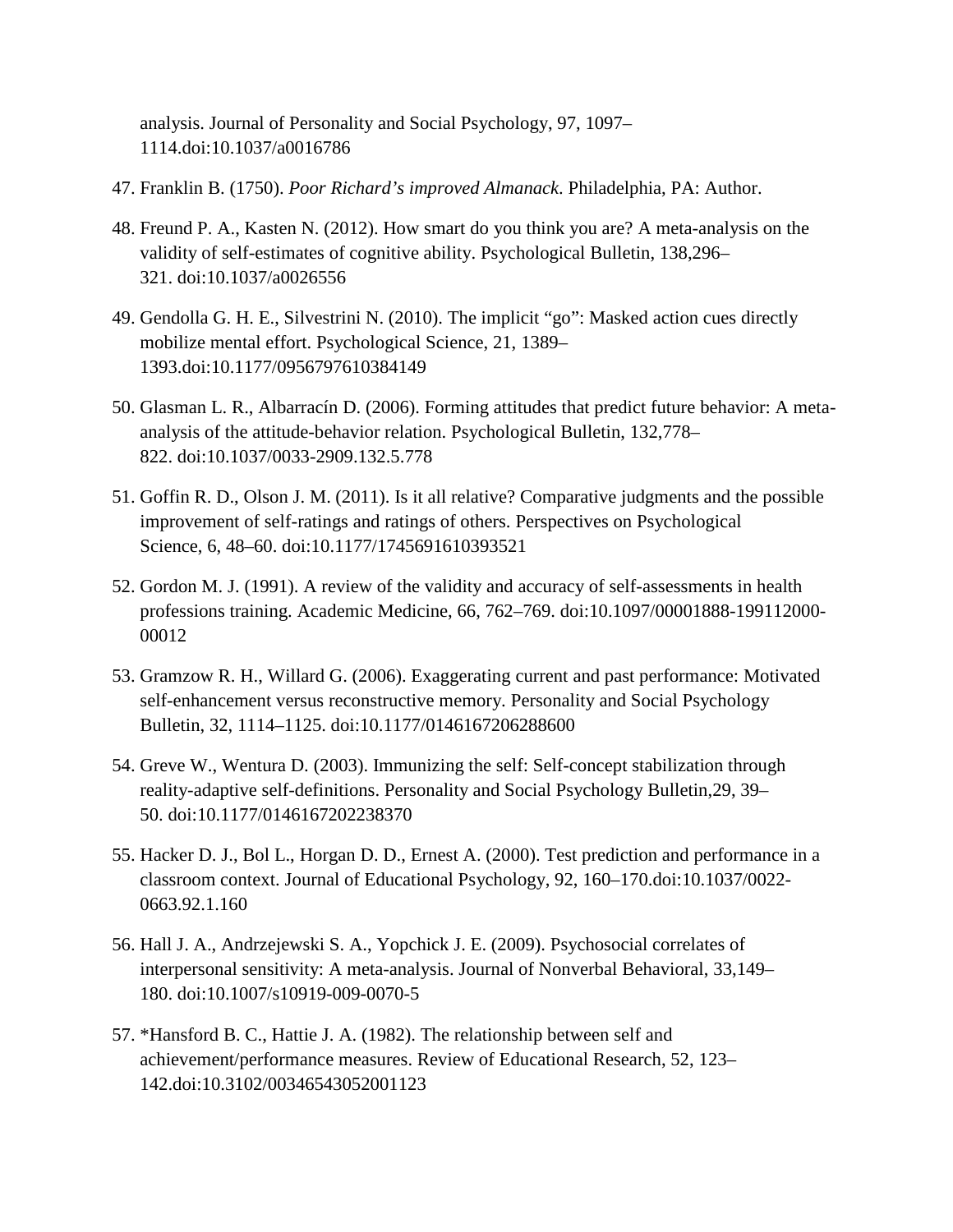analysis. Journal of Personality and Social Psychology, 97, 1097–1114.doi:10.1037/a0016786

47. Franklin B. (1750). *Poor Richard's improved Almanack*. Philadelphia, PA: Author.

48. Freund P. A., Kasten N. (2012). How smart do you think you are? A meta-analysis on the validity of self-estimates of cognitive ability. Psychological Bulletin, 138,296–321. doi:10.1037/a0026556

49. Gendolla G. H. E., Silvestrini N. (2010). The implicit "go": Masked action cues directly mobilize mental effort. Psychological Science, 21, 1389–1393.doi:10.1177/0956797610384149

50. Glasman L. R., Albarracín D. (2006). Forming attitudes that predict future behavior: A meta-analysis of the attitude-behavior relation. Psychological Bulletin, 132,778–822. doi:10.1037/0033-2909.132.5.778

51. Goffin R. D., Olson J. M. (2011). Is it all relative? Comparative judgments and the possible improvement of self-ratings and ratings of others. Perspectives on Psychological Science, 6, 48–60. doi:10.1177/1745691610393521

52. Gordon M. J. (1991). A review of the validity and accuracy of self-assessments in health professions training. Academic Medicine, 66, 762–769. doi:10.1097/00001888-199112000-00012

53. Gramzow R. H., Willard G. (2006). Exaggerating current and past performance: Motivated self-enhancement versus reconstructive memory. Personality and Social Psychology Bulletin, 32, 1114–1125. doi:10.1177/0146167206288600

54. Greve W., Wentura D. (2003). Immunizing the self: Self-concept stabilization through reality-adaptive self-definitions. Personality and Social Psychology Bulletin,29, 39–50. doi:10.1177/0146167202238370

55. Hacker D. J., Bol L., Horgan D. D., Ernest A. (2000). Test prediction and performance in a classroom context. Journal of Educational Psychology, 92, 160–170.doi:10.1037/0022-0663.92.1.160

56. Hall J. A., Andrzejewski S. A., Yopchick J. E. (2009). Psychosocial correlates of interpersonal sensitivity: A meta-analysis. Journal of Nonverbal Behavioral, 33,149–180. doi:10.1007/s10919-009-0070-5

57. *Hansford B. C., Hattie J. A. (1982). The relationship between self and achievement/performance measures. Review of Educational Research, 52, 123–142.doi:10.3102/00346543052001123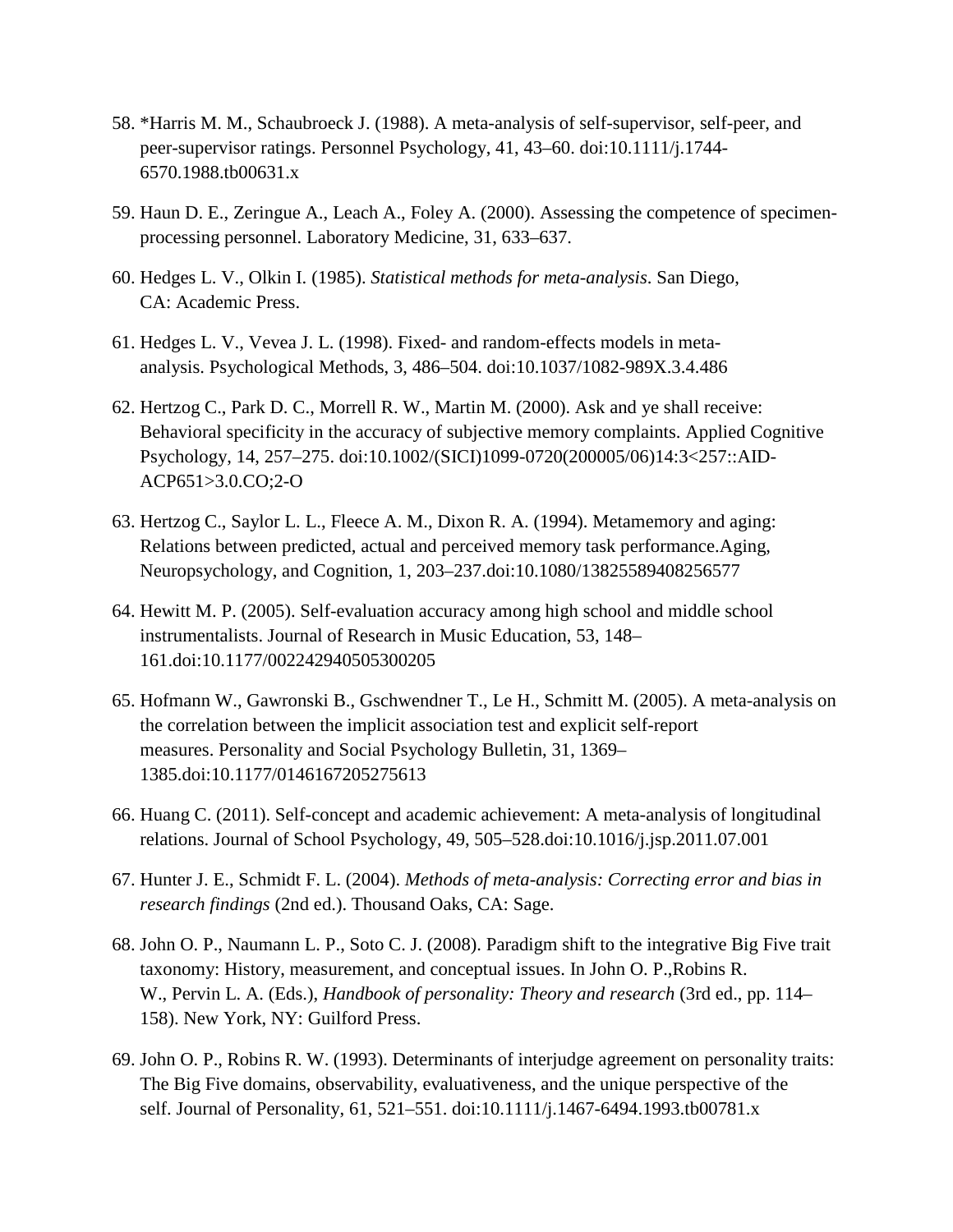58. *Harris M. M., Schaubroeck J. (1988). A meta-analysis of self-supervisor, self-peer, and peer-supervisor ratings. Personnel Psychology, 41, 43–60. doi:10.1111/j.1744-6570.1988.tb00631.x

59. Haun D. E., Zeringue A., Leach A., Foley A. (2000). Assessing the competence of specimen-processing personnel. Laboratory Medicine, 31, 633–637.

60. Hedges L. V., Olkin I. (1985). *Statistical methods for meta-analysis*. San Diego, CA: Academic Press.

61. Hedges L. V., Vevea J. L. (1998). Fixed- and random-effects models in meta-analysis. Psychological Methods, 3, 486–504. doi:10.1037/1082-989X.3.4.486

62. Hertzog C., Park D. C., Morrell R. W., Martin M. (2000). Ask and ye shall receive: Behavioral specificity in the accuracy of subjective memory complaints. Applied Cognitive Psychology, 14, 257–275. doi:10.1002/(SICI)1099-0720(200005/06)14:3<257::AID-ACP651>3.0.CO;2-O

63. Hertzog C., Saylor L. L., Fleece A. M., Dixon R. A. (1994). Metamemory and aging: Relations between predicted, actual and perceived memory task performance.Aging, Neuropsychology, and Cognition, 1, 203–237.doi:10.1080/13825589408256577

64. Hewitt M. P. (2005). Self-evaluation accuracy among high school and middle school instrumentalists. Journal of Research in Music Education, 53, 148–161.doi:10.1177/002242940505300205

65. Hofmann W., Gawronski B., Gschwendner T., Le H., Schmitt M. (2005). A meta-analysis on the correlation between the implicit association test and explicit self-report measures. Personality and Social Psychology Bulletin, 31, 1369–1385.doi:10.1177/0146167205275613

66. Huang C. (2011). Self-concept and academic achievement: A meta-analysis of longitudinal relations. Journal of School Psychology, 49, 505–528.doi:10.1016/j.jsp.2011.07.001

67. Hunter J. E., Schmidt F. L. (2004). *Methods of meta-analysis: Correcting error and bias in research findings* (2nd ed.). Thousand Oaks, CA: Sage.

68. John O. P., Naumann L. P., Soto C. J. (2008). Paradigm shift to the integrative Big Five trait taxonomy: History, measurement, and conceptual issues. In John O. P.,Robins R. W., Pervin L. A. (Eds.), *Handbook of personality: Theory and research* (3rd ed., pp. 114–158). New York, NY: Guilford Press.

69. John O. P., Robins R. W. (1993). Determinants of interjudge agreement on personality traits: The Big Five domains, observability, evaluativeness, and the unique perspective of the self. Journal of Personality, 61, 521–551. doi:10.1111/j.1467-6494.1993.tb00781.x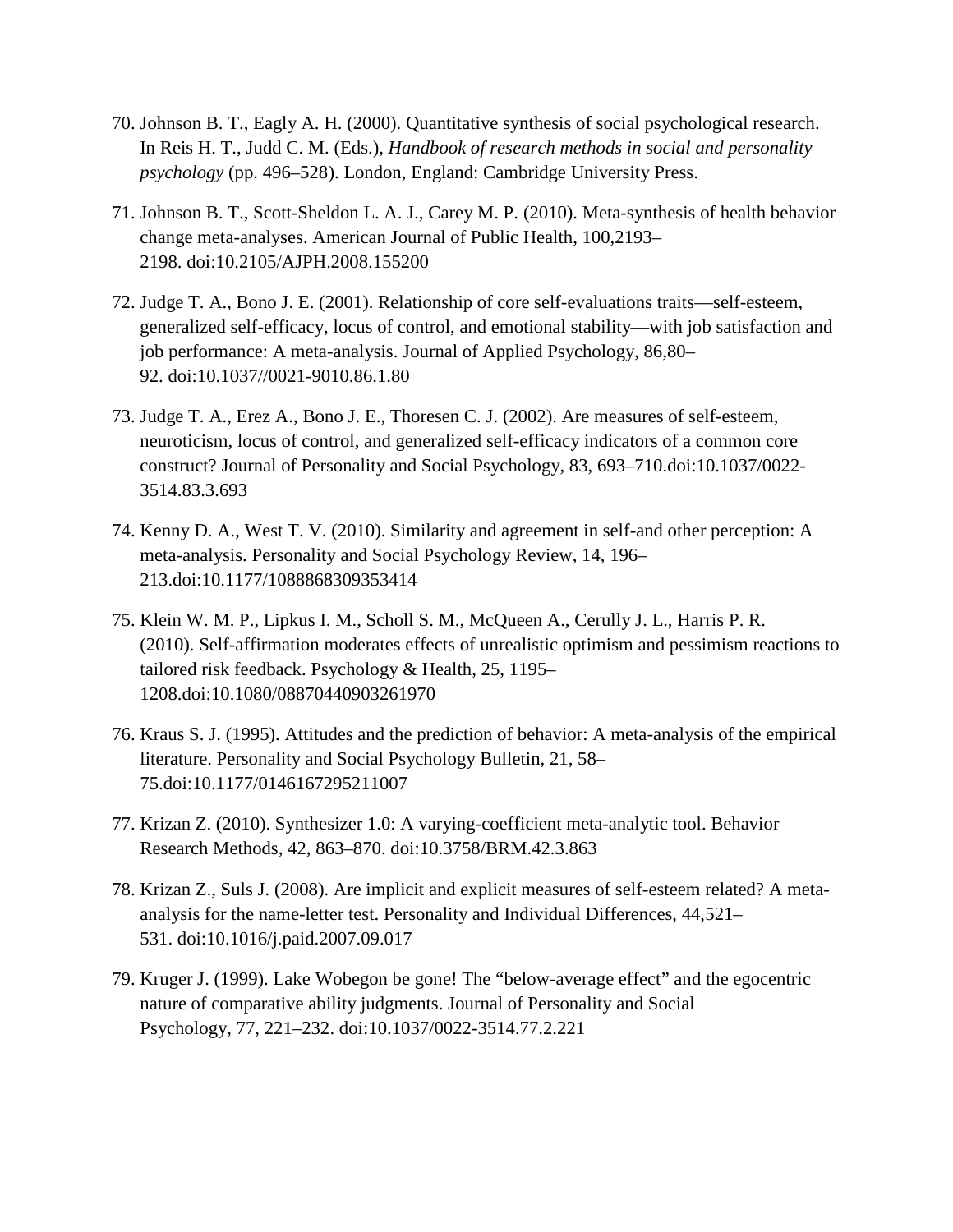70. Johnson B. T., Eagly A. H. (2000). Quantitative synthesis of social psychological research. In Reis H. T., Judd C. M. (Eds.), *Handbook of research methods in social and personality psychology* (pp. 496–528). London, England: Cambridge University Press.

71. Johnson B. T., Scott-Sheldon L. A. J., Carey M. P. (2010). Meta-synthesis of health behavior change meta-analyses. American Journal of Public Health, 100,2193–2198. doi:10.2105/AJPH.2008.155200

72. Judge T. A., Bono J. E. (2001). Relationship of core self-evaluations traits—self-esteem, generalized self-efficacy, locus of control, and emotional stability—with job satisfaction and job performance: A meta-analysis. Journal of Applied Psychology, 86,80–92. doi:10.1037//0021-9010.86.1.80

73. Judge T. A., Erez A., Bono J. E., Thoresen C. J. (2002). Are measures of self-esteem, neuroticism, locus of control, and generalized self-efficacy indicators of a common core construct? Journal of Personality and Social Psychology, 83, 693–710.doi:10.1037/0022-3514.83.3.693

74. Kenny D. A., West T. V. (2010). Similarity and agreement in self-and other perception: A meta-analysis. Personality and Social Psychology Review, 14, 196–213.doi:10.1177/1088868309353414

75. Klein W. M. P., Lipkus I. M., Scholl S. M., McQueen A., Cerully J. L., Harris P. R. (2010). Self-affirmation moderates effects of unrealistic optimism and pessimism reactions to tailored risk feedback. Psychology & Health, 25, 1195–1208.doi:10.1080/08870440903261970

76. Kraus S. J. (1995). Attitudes and the prediction of behavior: A meta-analysis of the empirical literature. Personality and Social Psychology Bulletin, 21, 58–75.doi:10.1177/0146167295211007

77. Krizan Z. (2010). Synthesizer 1.0: A varying-coefficient meta-analytic tool. Behavior Research Methods, 42, 863–870. doi:10.3758/BRM.42.3.863

78. Krizan Z., Suls J. (2008). Are implicit and explicit measures of self-esteem related? A meta-analysis for the name-letter test. Personality and Individual Differences, 44,521–531. doi:10.1016/j.paid.2007.09.017

79. Kruger J. (1999). Lake Wobegon be gone! The "below-average effect" and the egocentric nature of comparative ability judgments. Journal of Personality and Social Psychology, 77, 221–232. doi:10.1037/0022-3514.77.2.221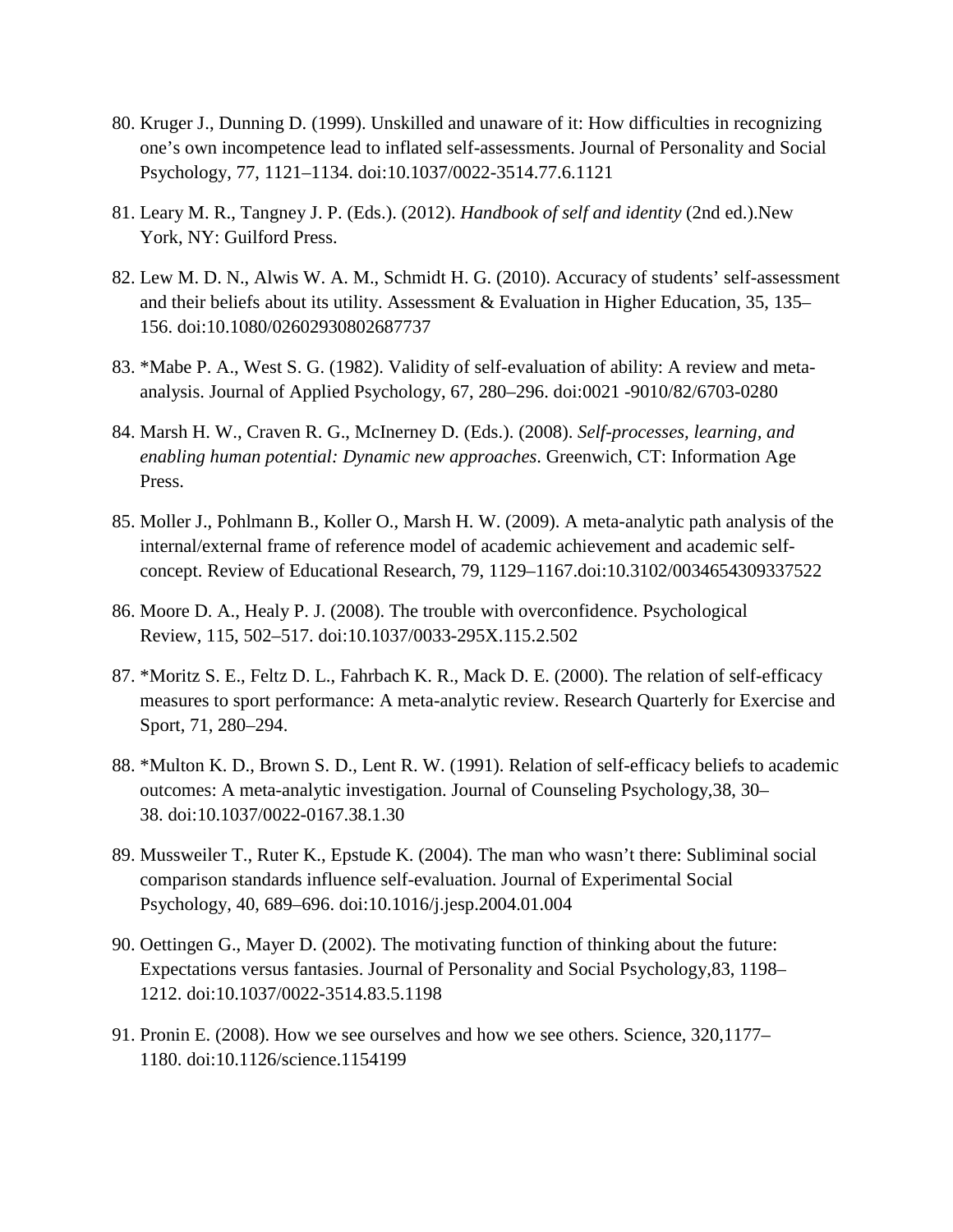80. Kruger J., Dunning D. (1999). Unskilled and unaware of it: How difficulties in recognizing one's own incompetence lead to inflated self-assessments. Journal of Personality and Social Psychology, 77, 1121–1134. doi:10.1037/0022-3514.77.6.1121

81. Leary M. R., Tangney J. P. (Eds.). (2012). *Handbook of self and identity* (2nd ed.).New York, NY: Guilford Press.

82. Lew M. D. N., Alwis W. A. M., Schmidt H. G. (2010). Accuracy of students' self-assessment and their beliefs about its utility. Assessment & Evaluation in Higher Education, 35, 135–156. doi:10.1080/02602930802687737

83. *Mabe P. A., West S. G. (1982). Validity of self-evaluation of ability: A review and meta-analysis. Journal of Applied Psychology, 67, 280–296. doi:0021 -9010/82/6703-0280

84. Marsh H. W., Craven R. G., McInerney D. (Eds.). (2008). *Self-processes, learning, and enabling human potential: Dynamic new approaches*. Greenwich, CT: Information Age Press.

85. Moller J., Pohlmann B., Koller O., Marsh H. W. (2009). A meta-analytic path analysis of the internal/external frame of reference model of academic achievement and academic self-concept. Review of Educational Research, 79, 1129–1167.doi:10.3102/0034654309337522

86. Moore D. A., Healy P. J. (2008). The trouble with overconfidence. Psychological Review, 115, 502–517. doi:10.1037/0033-295X.115.2.502

87. *Moritz S. E., Feltz D. L., Fahrbach K. R., Mack D. E. (2000). The relation of self-efficacy measures to sport performance: A meta-analytic review. Research Quarterly for Exercise and Sport, 71, 280–294.

88. *Multon K. D., Brown S. D., Lent R. W. (1991). Relation of self-efficacy beliefs to academic outcomes: A meta-analytic investigation. Journal of Counseling Psychology,38, 30–38. doi:10.1037/0022-0167.38.1.30

89. Mussweiler T., Ruter K., Epstude K. (2004). The man who wasn't there: Subliminal social comparison standards influence self-evaluation. Journal of Experimental Social Psychology, 40, 689–696. doi:10.1016/j.jesp.2004.01.004

90. Oettingen G., Mayer D. (2002). The motivating function of thinking about the future: Expectations versus fantasies. Journal of Personality and Social Psychology,83, 1198–1212. doi:10.1037/0022-3514.83.5.1198

91. Pronin E. (2008). How we see ourselves and how we see others. Science, 320,1177–1180. doi:10.1126/science.1154199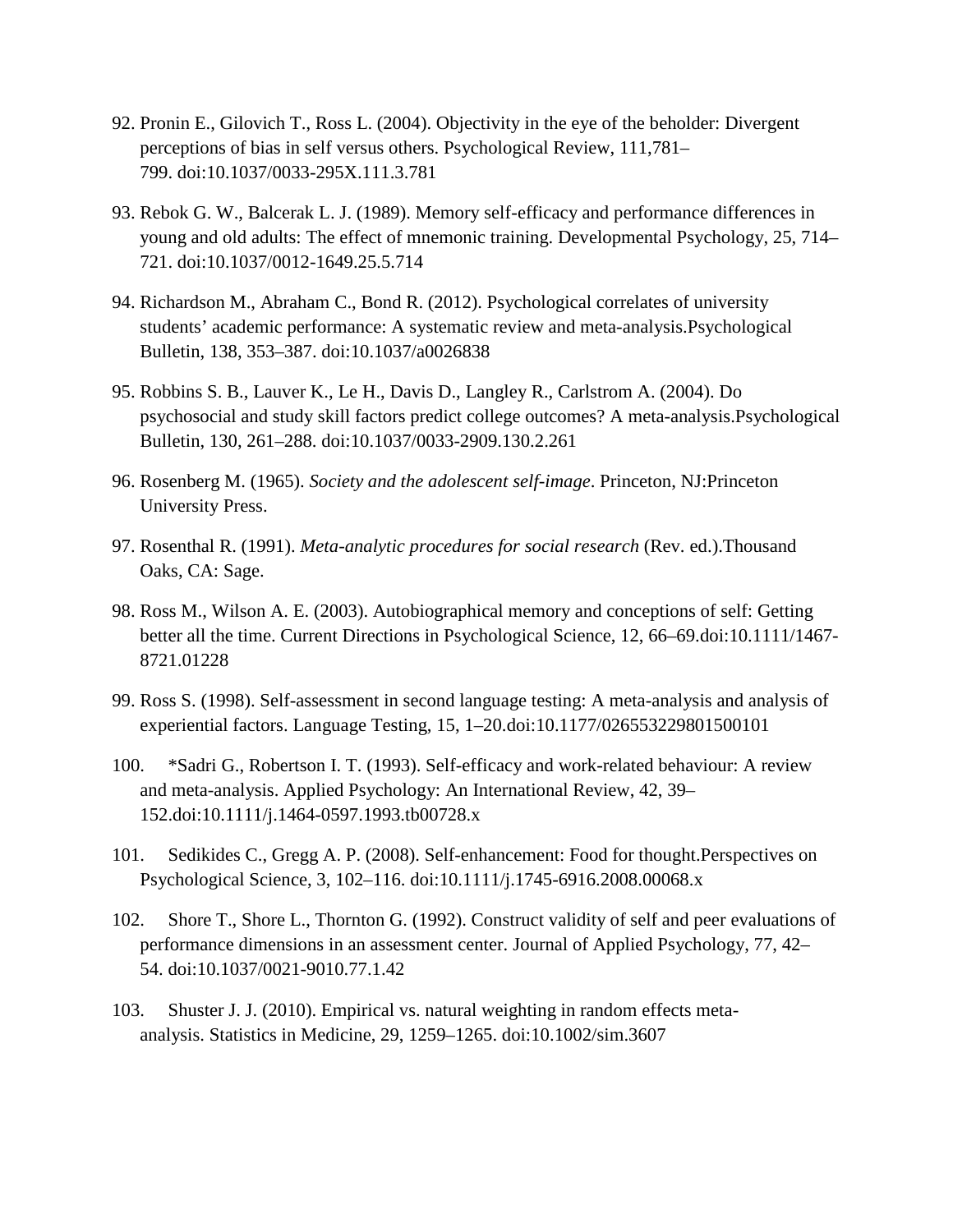92. Pronin E., Gilovich T., Ross L. (2004). Objectivity in the eye of the beholder: Divergent perceptions of bias in self versus others. Psychological Review, 111,781–799. doi:10.1037/0033-295X.111.3.781

93. Rebok G. W., Balcerak L. J. (1989). Memory self-efficacy and performance differences in young and old adults: The effect of mnemonic training. Developmental Psychology, 25, 714–721. doi:10.1037/0012-1649.25.5.714

94. Richardson M., Abraham C., Bond R. (2012). Psychological correlates of university students' academic performance: A systematic review and meta-analysis.Psychological Bulletin, 138, 353–387. doi:10.1037/a0026838

95. Robbins S. B., Lauver K., Le H., Davis D., Langley R., Carlstrom A. (2004). Do psychosocial and study skill factors predict college outcomes? A meta-analysis.Psychological Bulletin, 130, 261–288. doi:10.1037/0033-2909.130.2.261

96. Rosenberg M. (1965). *Society and the adolescent self-image*. Princeton, NJ:Princeton University Press.

97. Rosenthal R. (1991). *Meta-analytic procedures for social research* (Rev. ed.).Thousand Oaks, CA: Sage.

98. Ross M., Wilson A. E. (2003). Autobiographical memory and conceptions of self: Getting better all the time. Current Directions in Psychological Science, 12, 66–69.doi:10.1111/1467-8721.01228

99. Ross S. (1998). Self-assessment in second language testing: A meta-analysis and analysis of experiential factors. Language Testing, 15, 1–20.doi:10.1177/026553229801500101

100. *Sadri G., Robertson I. T. (1993). Self-efficacy and work-related behaviour: A review and meta-analysis. Applied Psychology: An International Review, 42, 39–152.doi:10.1111/j.1464-0597.1993.tb00728.x

101. Sedikides C., Gregg A. P. (2008). Self-enhancement: Food for thought.Perspectives on Psychological Science, 3, 102–116. doi:10.1111/j.1745-6916.2008.00068.x

102. Shore T., Shore L., Thornton G. (1992). Construct validity of self and peer evaluations of performance dimensions in an assessment center. Journal of Applied Psychology, 77, 42–54. doi:10.1037/0021-9010.77.1.42

103. Shuster J. J. (2010). Empirical vs. natural weighting in random effects meta-analysis. Statistics in Medicine, 29, 1259–1265. doi:10.1002/sim.3607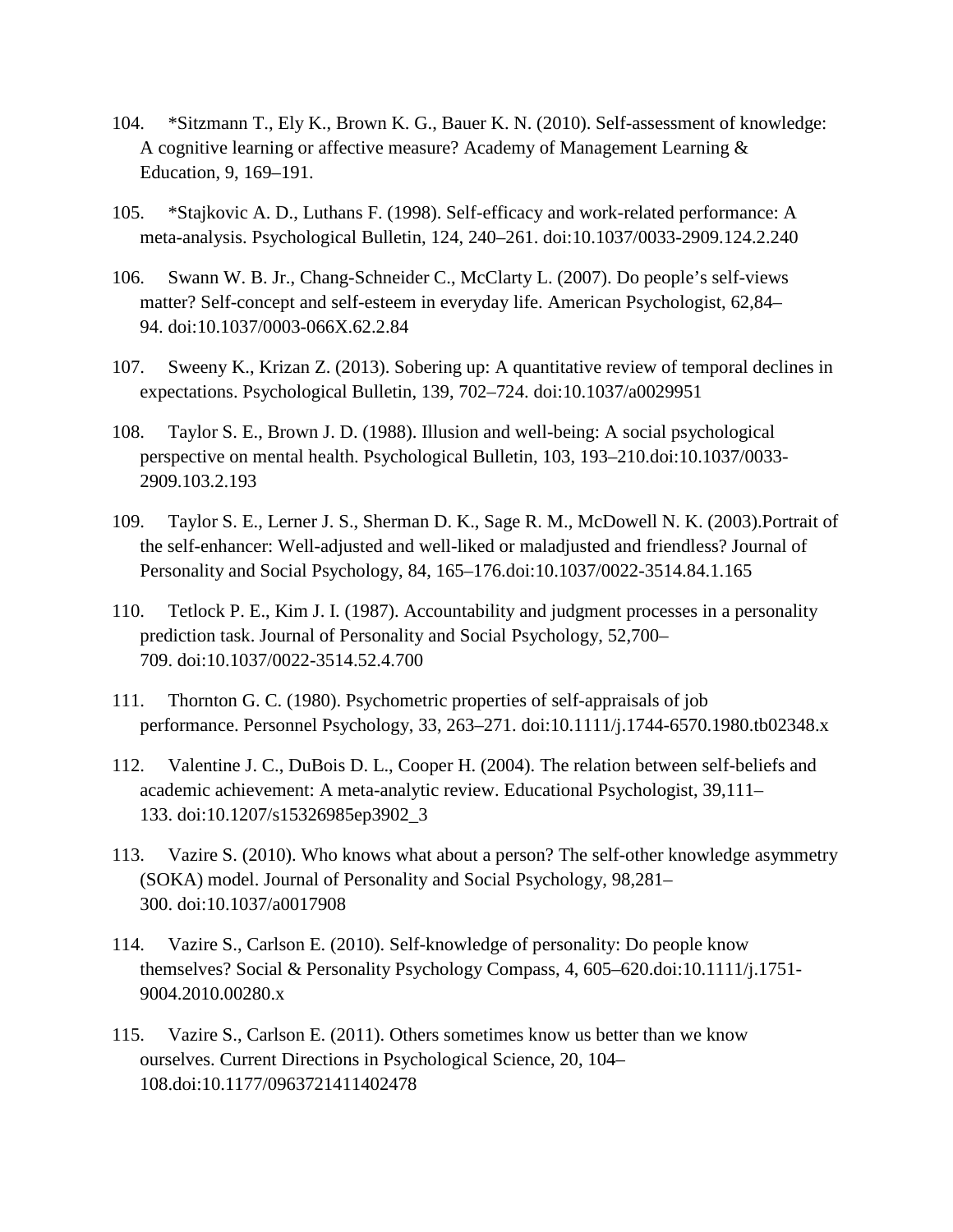104. *Sitzmann T., Ely K., Brown K. G., Bauer K. N. (2010). Self-assessment of knowledge: A cognitive learning or affective measure? Academy of Management Learning & Education, 9, 169–191.

105. *Stajkovic A. D., Luthans F. (1998). Self-efficacy and work-related performance: A meta-analysis. Psychological Bulletin, 124, 240–261. doi:10.1037/0033-2909.124.2.240

106. Swann W. B. Jr., Chang-Schneider C., McClarty L. (2007). Do people's self-views matter? Self-concept and self-esteem in everyday life. American Psychologist, 62,84–94. doi:10.1037/0003-066X.62.2.84

107. Sweeny K., Krizan Z. (2013). Sobering up: A quantitative review of temporal declines in expectations. Psychological Bulletin, 139, 702–724. doi:10.1037/a0029951

108. Taylor S. E., Brown J. D. (1988). Illusion and well-being: A social psychological perspective on mental health. Psychological Bulletin, 103, 193–210.doi:10.1037/0033-2909.103.2.193

109. Taylor S. E., Lerner J. S., Sherman D. K., Sage R. M., McDowell N. K. (2003).Portrait of the self-enhancer: Well-adjusted and well-liked or maladjusted and friendless? Journal of Personality and Social Psychology, 84, 165–176.doi:10.1037/0022-3514.84.1.165

110. Tetlock P. E., Kim J. I. (1987). Accountability and judgment processes in a personality prediction task. Journal of Personality and Social Psychology, 52,700–709. doi:10.1037/0022-3514.52.4.700

111. Thornton G. C. (1980). Psychometric properties of self-appraisals of job performance. Personnel Psychology, 33, 263–271. doi:10.1111/j.1744-6570.1980.tb02348.x

112. Valentine J. C., DuBois D. L., Cooper H. (2004). The relation between self-beliefs and academic achievement: A meta-analytic review. Educational Psychologist, 39,111–133. doi:10.1207/s15326985ep3902_3

113. Vazire S. (2010). Who knows what about a person? The self-other knowledge asymmetry (SOKA) model. Journal of Personality and Social Psychology, 98,281–300. doi:10.1037/a0017908

114. Vazire S., Carlson E. (2010). Self-knowledge of personality: Do people know themselves? Social & Personality Psychology Compass, 4, 605–620.doi:10.1111/j.1751-9004.2010.00280.x

115. Vazire S., Carlson E. (2011). Others sometimes know us better than we know ourselves. Current Directions in Psychological Science, 20, 104–108.doi:10.1177/0963721411402478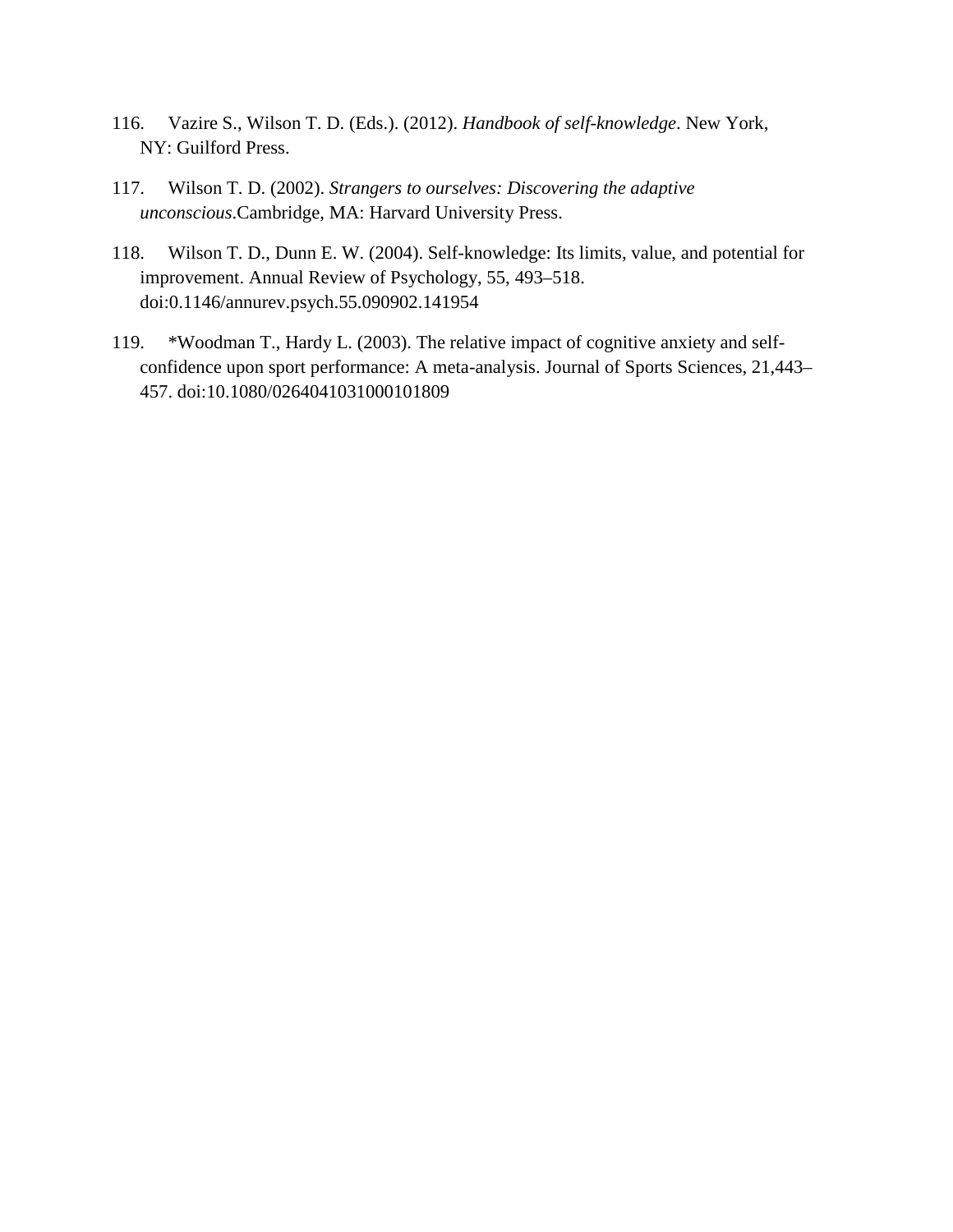116. Vazire S., Wilson T. D. (Eds.). (2012). *Handbook of self-knowledge*. New York, NY: Guilford Press.

117. Wilson T. D. (2002). *Strangers to ourselves: Discovering the adaptive unconscious*.Cambridge, MA: Harvard University Press.

118. Wilson T. D., Dunn E. W. (2004). Self-knowledge: Its limits, value, and potential for improvement. Annual Review of Psychology, 55, 493–518. doi:0.1146/annurev.psych.55.090902.141954

119. *Woodman T., Hardy L. (2003). The relative impact of cognitive anxiety and self-confidence upon sport performance: A meta-analysis. Journal of Sports Sciences, 21,443–457. doi:10.1080/0264041031000101809